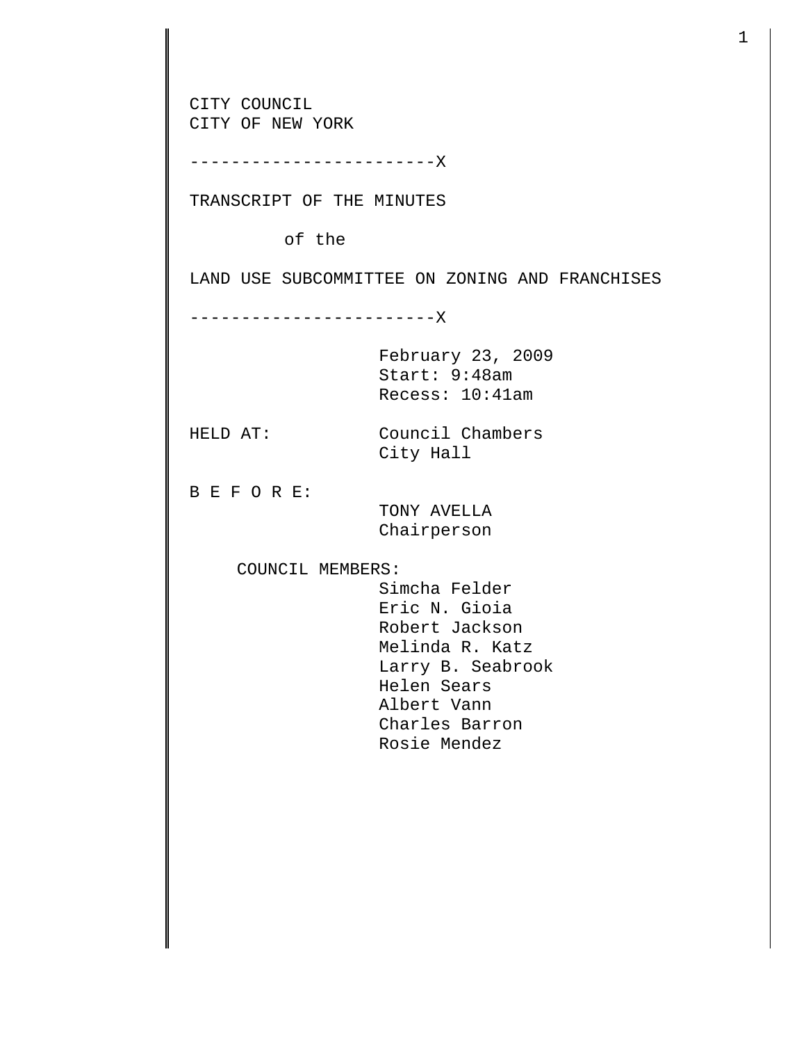CITY COUNCIL
CITY OF NEW YORK

------------------------X

TRANSCRIPT OF THE MINUTES

of the

LAND USE SUBCOMMITTEE ON ZONING AND FRANCHISES

------------------------X

February 23, 2009
Start: 9:48am
Recess: 10:41am

HELD AT: Council Chambers
City Hall

B E F O R E:

TONY AVELLA
Chairperson

COUNCIL MEMBERS:

Simcha Felder
Eric N. Gioia
Robert Jackson
Melinda R. Katz
Larry B. Seabrook
Helen Sears
Albert Vann
Charles Barron
Rosie Mendez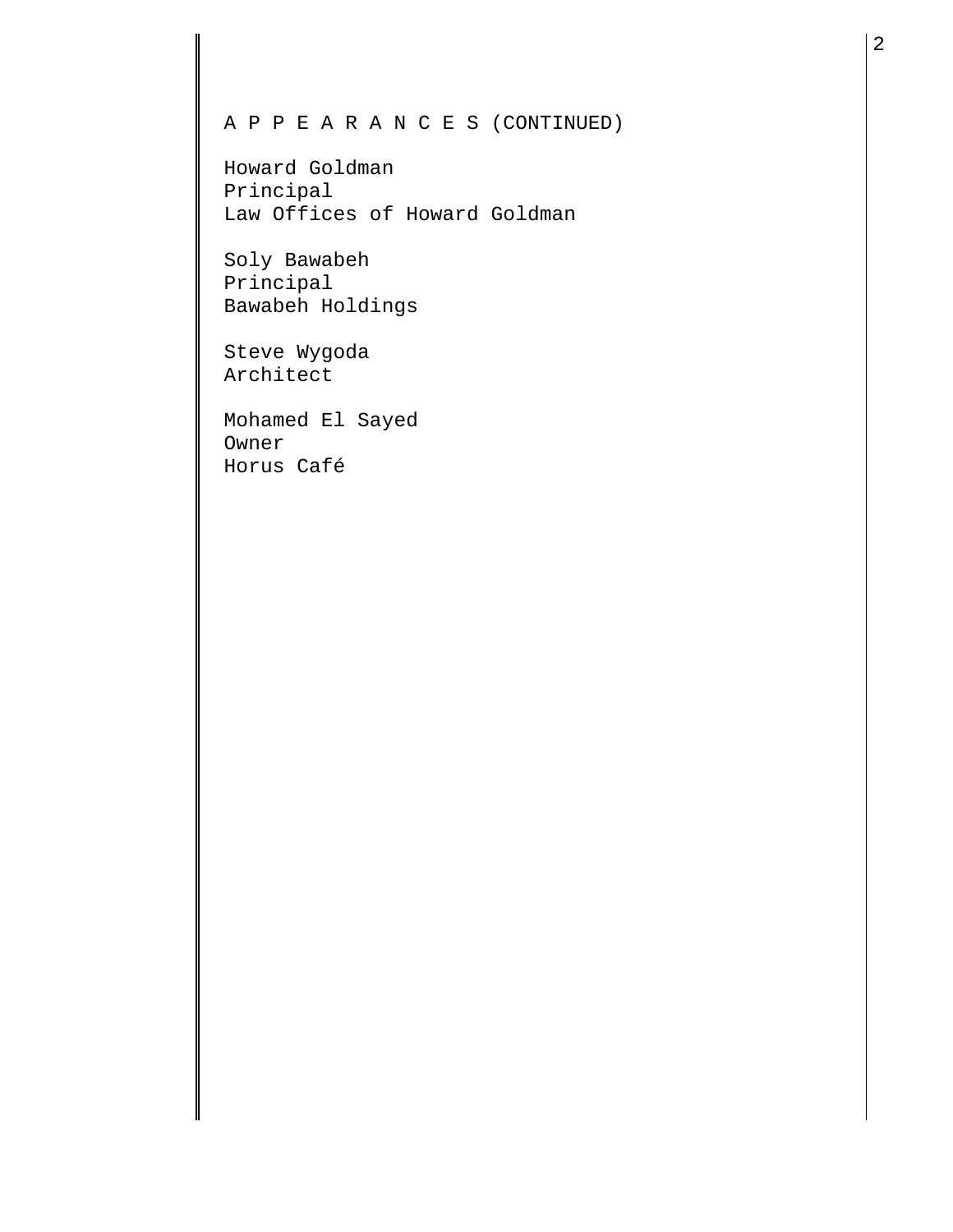A P P E A R A N C E S (CONTINUED)

Howard Goldman
Principal
Law Offices of Howard Goldman

Soly Bawabeh
Principal
Bawabeh Holdings

Steve Wygoda
Architect

Mohamed El Sayed
Owner
Horus Café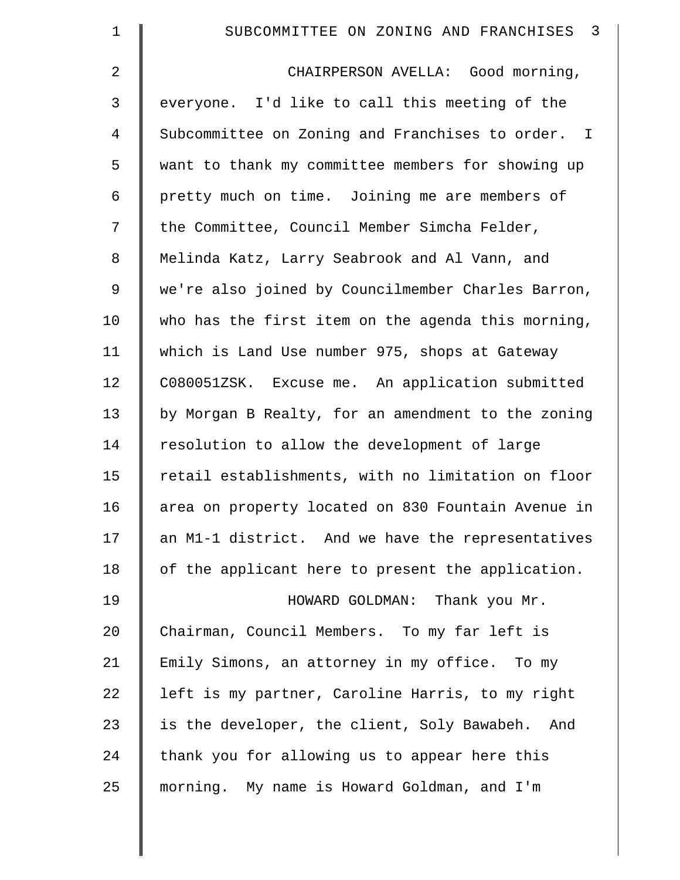CHAIRPERSON AVELLA: Good morning, everyone. I'd like to call this meeting of the Subcommittee on Zoning and Franchises to order. I want to thank my committee members for showing up pretty much on time. Joining me are members of the Committee, Council Member Simcha Felder, Melinda Katz, Larry Seabrook and Al Vann, and we're also joined by Councilmember Charles Barron, who has the first item on the agenda this morning, which is Land Use number 975, shops at Gateway C080051ZSK. Excuse me. An application submitted by Morgan B Realty, for an amendment to the zoning resolution to allow the development of large retail establishments, with no limitation on floor area on property located on 830 Fountain Avenue in an M1-1 district. And we have the representatives of the applicant here to present the application.

HOWARD GOLDMAN: Thank you Mr. Chairman, Council Members. To my far left is Emily Simons, an attorney in my office. To my left is my partner, Caroline Harris, to my right is the developer, the client, Soly Bawabeh. And thank you for allowing us to appear here this morning. My name is Howard Goldman, and I'm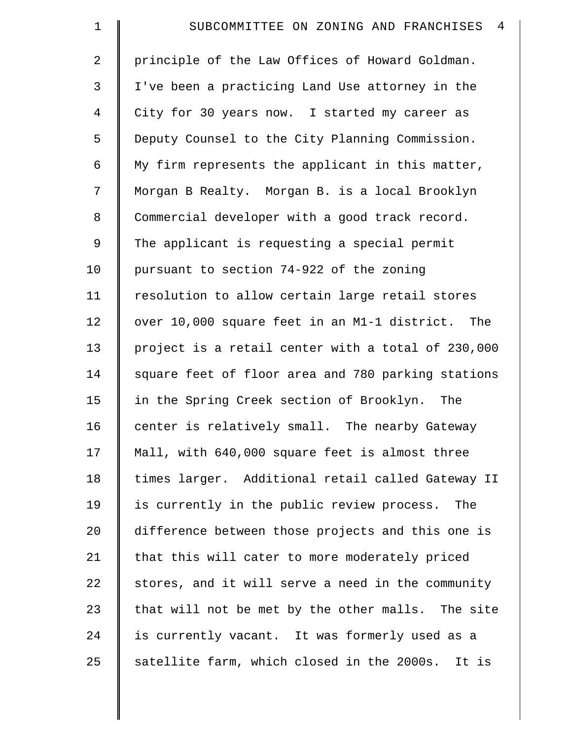principle of the Law Offices of Howard Goldman. I've been a practicing Land Use attorney in the City for 30 years now. I started my career as Deputy Counsel to the City Planning Commission. My firm represents the applicant in this matter, Morgan B Realty. Morgan B. is a local Brooklyn Commercial developer with a good track record. The applicant is requesting a special permit pursuant to section 74-922 of the zoning resolution to allow certain large retail stores over 10,000 square feet in an M1-1 district. The project is a retail center with a total of 230,000 square feet of floor area and 780 parking stations in the Spring Creek section of Brooklyn. The center is relatively small. The nearby Gateway Mall, with 640,000 square feet is almost three times larger. Additional retail called Gateway II is currently in the public review process. The difference between those projects and this one is that this will cater to more moderately priced stores, and it will serve a need in the community that will not be met by the other malls. The site is currently vacant. It was formerly used as a satellite farm, which closed in the 2000s. It is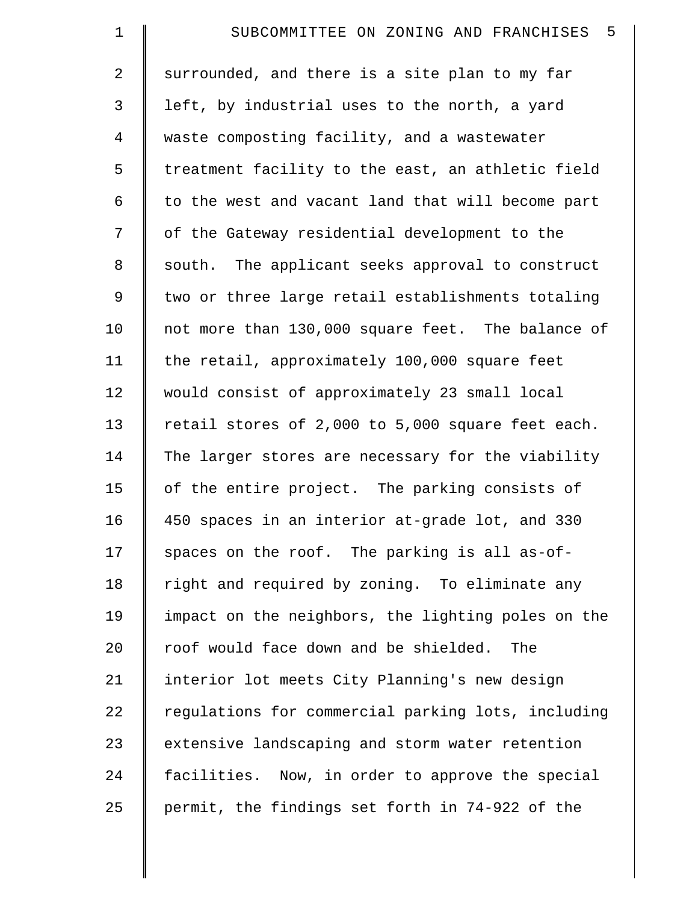surrounded, and there is a site plan to my far left, by industrial uses to the north, a yard waste composting facility, and a wastewater treatment facility to the east, an athletic field to the west and vacant land that will become part of the Gateway residential development to the south. The applicant seeks approval to construct two or three large retail establishments totaling not more than 130,000 square feet. The balance of the retail, approximately 100,000 square feet would consist of approximately 23 small local retail stores of 2,000 to 5,000 square feet each. The larger stores are necessary for the viability of the entire project. The parking consists of 450 spaces in an interior at-grade lot, and 330 spaces on the roof. The parking is all as-of-right and required by zoning. To eliminate any impact on the neighbors, the lighting poles on the roof would face down and be shielded. The interior lot meets City Planning's new design regulations for commercial parking lots, including extensive landscaping and storm water retention facilities. Now, in order to approve the special permit, the findings set forth in 74-922 of the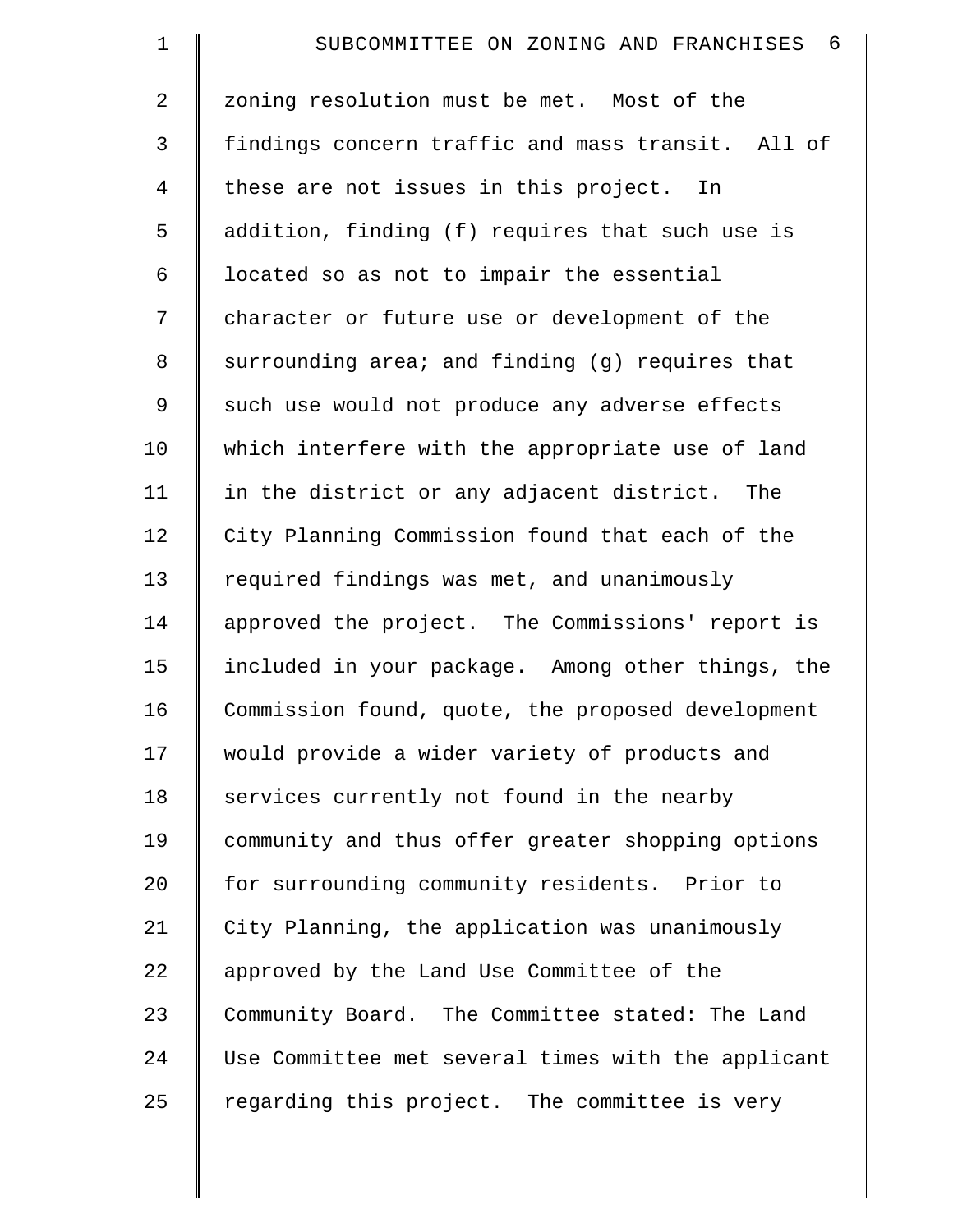zoning resolution must be met. Most of the findings concern traffic and mass transit. All of these are not issues in this project. In addition, finding (f) requires that such use is located so as not to impair the essential character or future use or development of the surrounding area; and finding (g) requires that such use would not produce any adverse effects which interfere with the appropriate use of land in the district or any adjacent district. The City Planning Commission found that each of the required findings was met, and unanimously approved the project. The Commissions' report is included in your package. Among other things, the Commission found, quote, the proposed development would provide a wider variety of products and services currently not found in the nearby community and thus offer greater shopping options for surrounding community residents. Prior to City Planning, the application was unanimously approved by the Land Use Committee of the Community Board. The Committee stated: The Land Use Committee met several times with the applicant regarding this project. The committee is very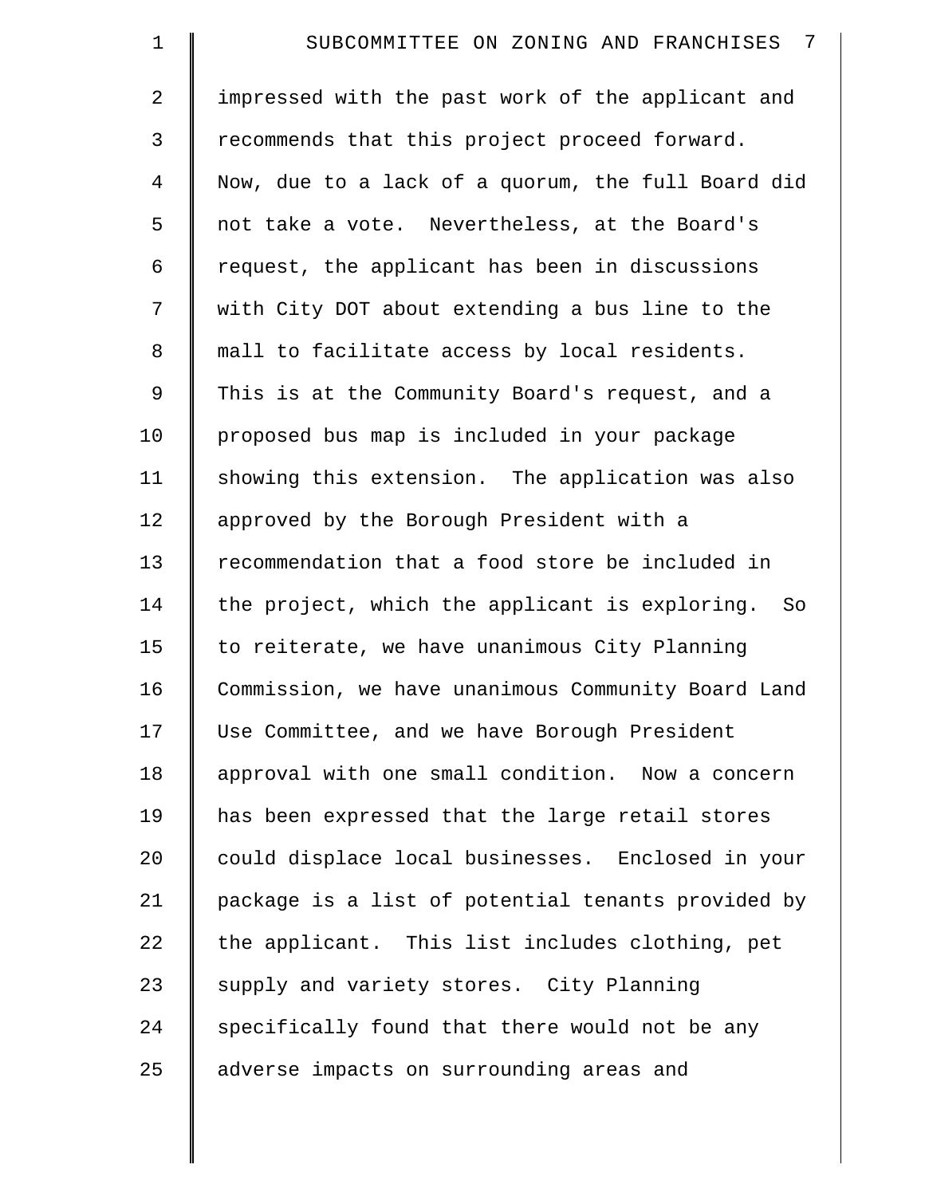impressed with the past work of the applicant and recommends that this project proceed forward. Now, due to a lack of a quorum, the full Board did not take a vote. Nevertheless, at the Board's request, the applicant has been in discussions with City DOT about extending a bus line to the mall to facilitate access by local residents. This is at the Community Board's request, and a proposed bus map is included in your package showing this extension. The application was also approved by the Borough President with a recommendation that a food store be included in the project, which the applicant is exploring. So to reiterate, we have unanimous City Planning Commission, we have unanimous Community Board Land Use Committee, and we have Borough President approval with one small condition. Now a concern has been expressed that the large retail stores could displace local businesses. Enclosed in your package is a list of potential tenants provided by the applicant. This list includes clothing, pet supply and variety stores. City Planning specifically found that there would not be any adverse impacts on surrounding areas and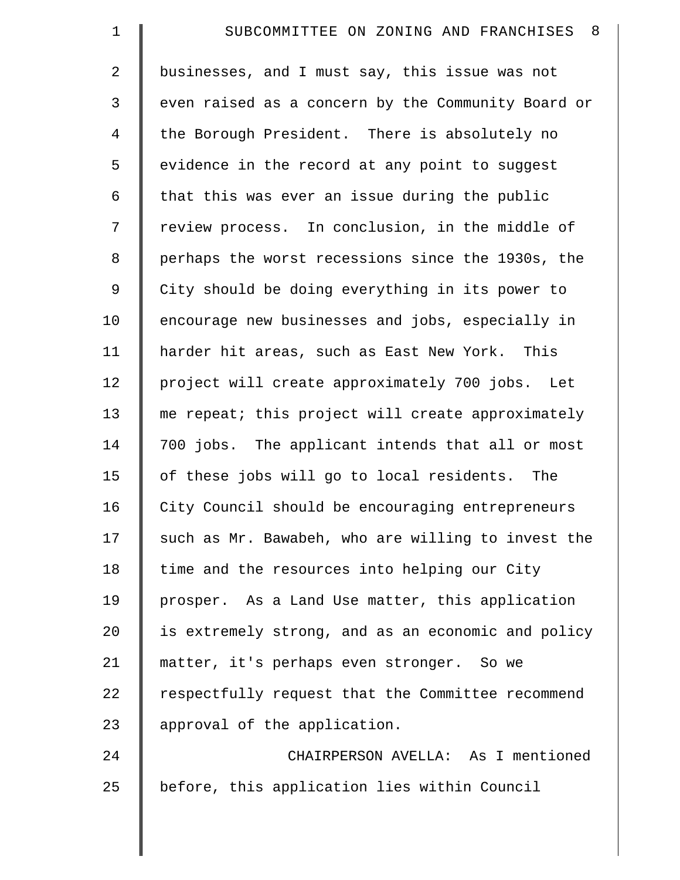businesses, and I must say, this issue was not even raised as a concern by the Community Board or the Borough President. There is absolutely no evidence in the record at any point to suggest that this was ever an issue during the public review process. In conclusion, in the middle of perhaps the worst recessions since the 1930s, the City should be doing everything in its power to encourage new businesses and jobs, especially in harder hit areas, such as East New York. This project will create approximately 700 jobs. Let me repeat; this project will create approximately 700 jobs. The applicant intends that all or most of these jobs will go to local residents. The City Council should be encouraging entrepreneurs such as Mr. Bawabeh, who are willing to invest the time and the resources into helping our City prosper. As a Land Use matter, this application is extremely strong, and as an economic and policy matter, it's perhaps even stronger. So we respectfully request that the Committee recommend approval of the application.

CHAIRPERSON AVELLA: As I mentioned before, this application lies within Council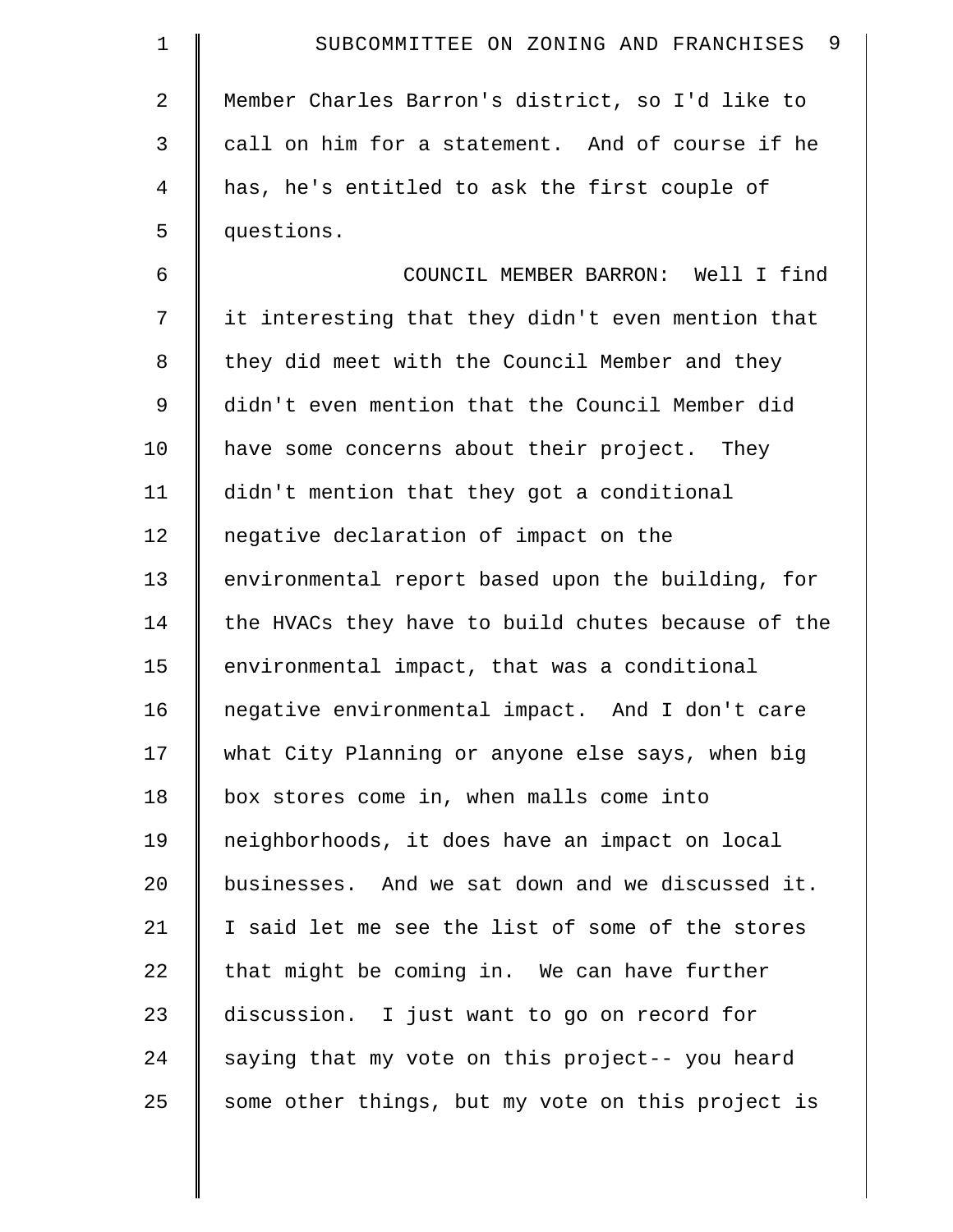Member Charles Barron's district, so I'd like to call on him for a statement. And of course if he has, he's entitled to ask the first couple of questions.

COUNCIL MEMBER BARRON: Well I find it interesting that they didn't even mention that they did meet with the Council Member and they didn't even mention that the Council Member did have some concerns about their project. They didn't mention that they got a conditional negative declaration of impact on the environmental report based upon the building, for the HVACs they have to build chutes because of the environmental impact, that was a conditional negative environmental impact. And I don't care what City Planning or anyone else says, when big box stores come in, when malls come into neighborhoods, it does have an impact on local businesses. And we sat down and we discussed it. I said let me see the list of some of the stores that might be coming in. We can have further discussion. I just want to go on record for saying that my vote on this project-- you heard some other things, but my vote on this project is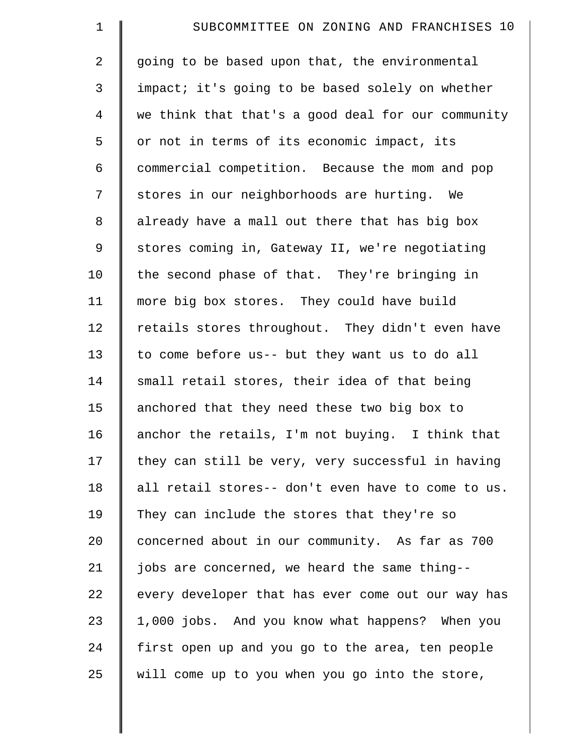going to be based upon that, the environmental impact; it's going to be based solely on whether we think that that's a good deal for our community or not in terms of its economic impact, its commercial competition. Because the mom and pop stores in our neighborhoods are hurting. We already have a mall out there that has big box stores coming in, Gateway II, we're negotiating the second phase of that. They're bringing in more big box stores. They could have build retails stores throughout. They didn't even have to come before us-- but they want us to do all small retail stores, their idea of that being anchored that they need these two big box to anchor the retails, I'm not buying. I think that they can still be very, very successful in having all retail stores-- don't even have to come to us. They can include the stores that they're so concerned about in our community. As far as 700 jobs are concerned, we heard the same thing-- every developer that has ever come out our way has 1,000 jobs. And you know what happens? When you first open up and you go to the area, ten people will come up to you when you go into the store,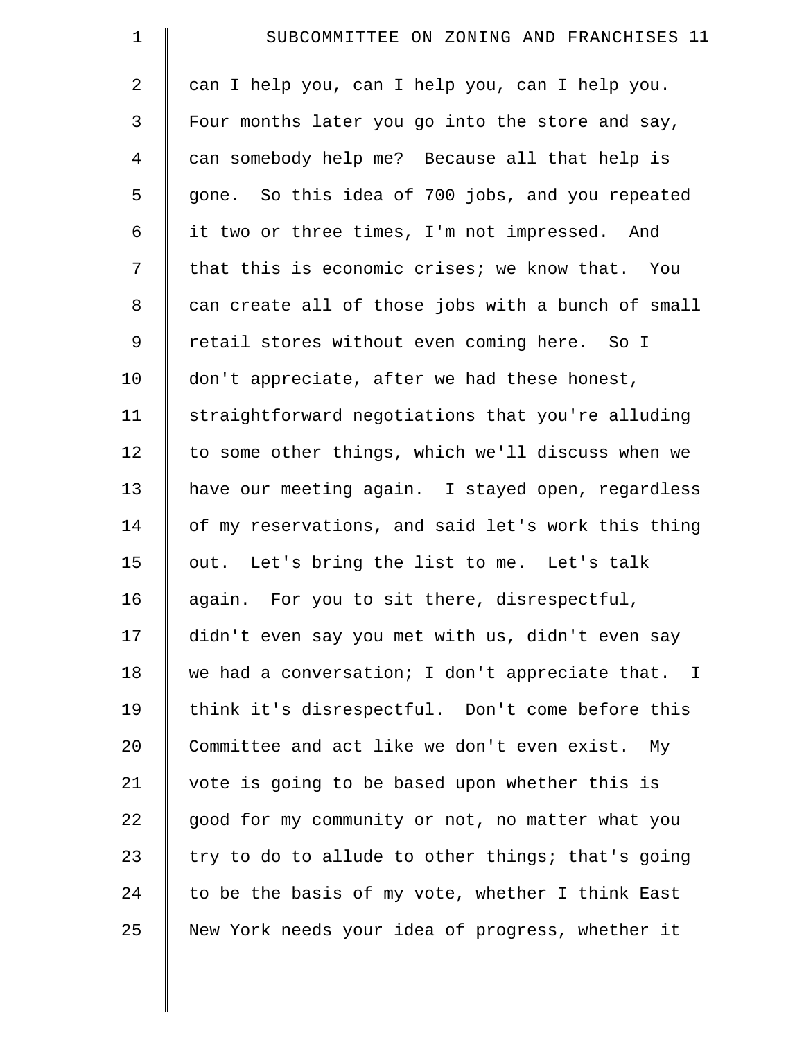can I help you, can I help you, can I help you. Four months later you go into the store and say, can somebody help me? Because all that help is gone. So this idea of 700 jobs, and you repeated it two or three times, I'm not impressed. And that this is economic crises; we know that. You can create all of those jobs with a bunch of small retail stores without even coming here. So I don't appreciate, after we had these honest, straightforward negotiations that you're alluding to some other things, which we'll discuss when we have our meeting again. I stayed open, regardless of my reservations, and said let's work this thing out. Let's bring the list to me. Let's talk again. For you to sit there, disrespectful, didn't even say you met with us, didn't even say we had a conversation; I don't appreciate that. I think it's disrespectful. Don't come before this Committee and act like we don't even exist. My vote is going to be based upon whether this is good for my community or not, no matter what you try to do to allude to other things; that's going to be the basis of my vote, whether I think East New York needs your idea of progress, whether it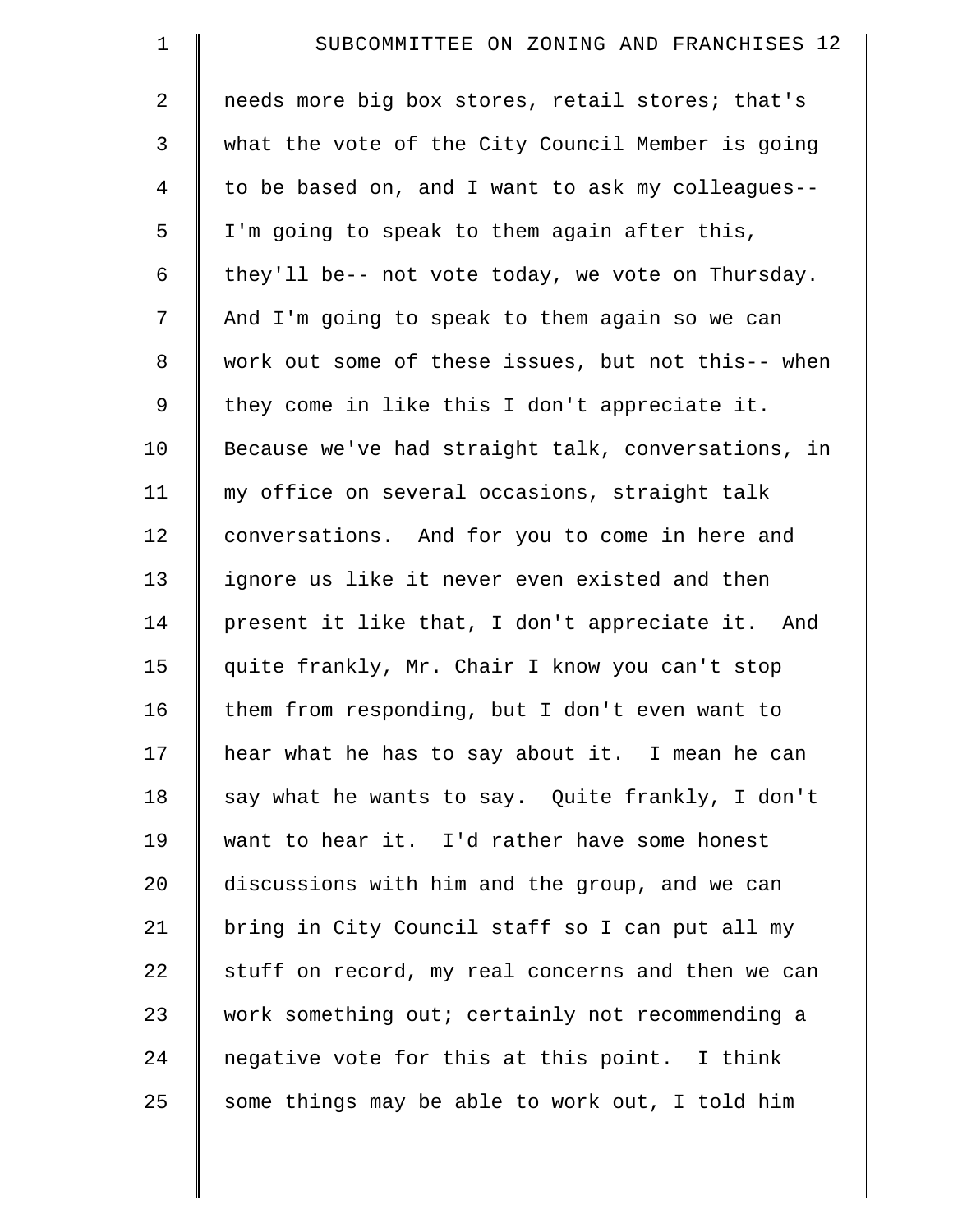needs more big box stores, retail stores; that's what the vote of the City Council Member is going to be based on, and I want to ask my colleagues-- I'm going to speak to them again after this, they'll be-- not vote today, we vote on Thursday. And I'm going to speak to them again so we can work out some of these issues, but not this-- when they come in like this I don't appreciate it. Because we've had straight talk, conversations, in my office on several occasions, straight talk conversations. And for you to come in here and ignore us like it never even existed and then present it like that, I don't appreciate it. And quite frankly, Mr. Chair I know you can't stop them from responding, but I don't even want to hear what he has to say about it. I mean he can say what he wants to say. Quite frankly, I don't want to hear it. I'd rather have some honest discussions with him and the group, and we can bring in City Council staff so I can put all my stuff on record, my real concerns and then we can work something out; certainly not recommending a negative vote for this at this point. I think some things may be able to work out, I told him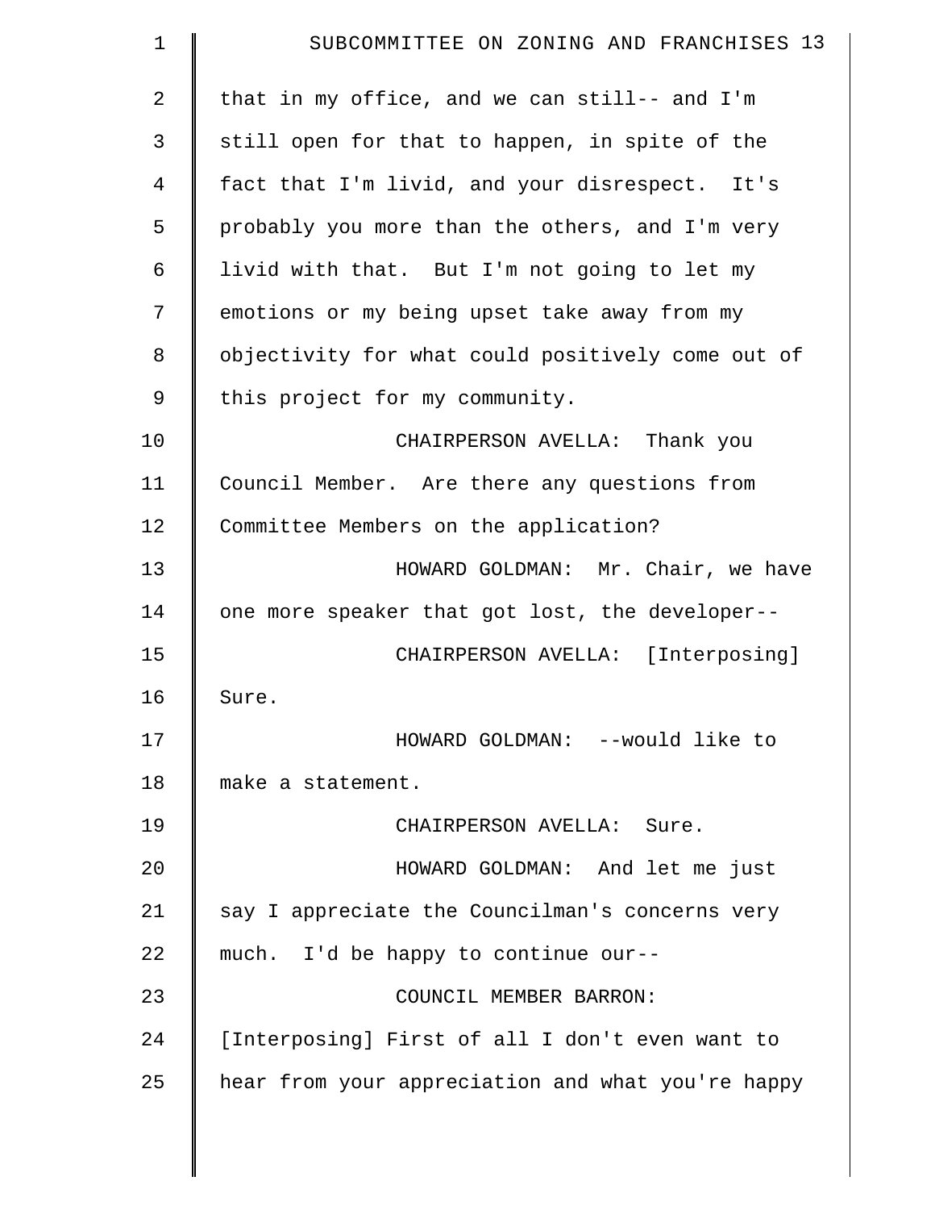that in my office, and we can still-- and I'm still open for that to happen, in spite of the fact that I'm livid, and your disrespect. It's probably you more than the others, and I'm very livid with that. But I'm not going to let my emotions or my being upset take away from my objectivity for what could positively come out of this project for my community.

CHAIRPERSON AVELLA: Thank you Council Member. Are there any questions from Committee Members on the application?

HOWARD GOLDMAN: Mr. Chair, we have one more speaker that got lost, the developer--

CHAIRPERSON AVELLA: [Interposing] Sure.

HOWARD GOLDMAN: --would like to make a statement.

CHAIRPERSON AVELLA: Sure.

HOWARD GOLDMAN: And let me just say I appreciate the Councilman's concerns very much. I'd be happy to continue our--

COUNCIL MEMBER BARRON: [Interposing] First of all I don't even want to hear from your appreciation and what you're happy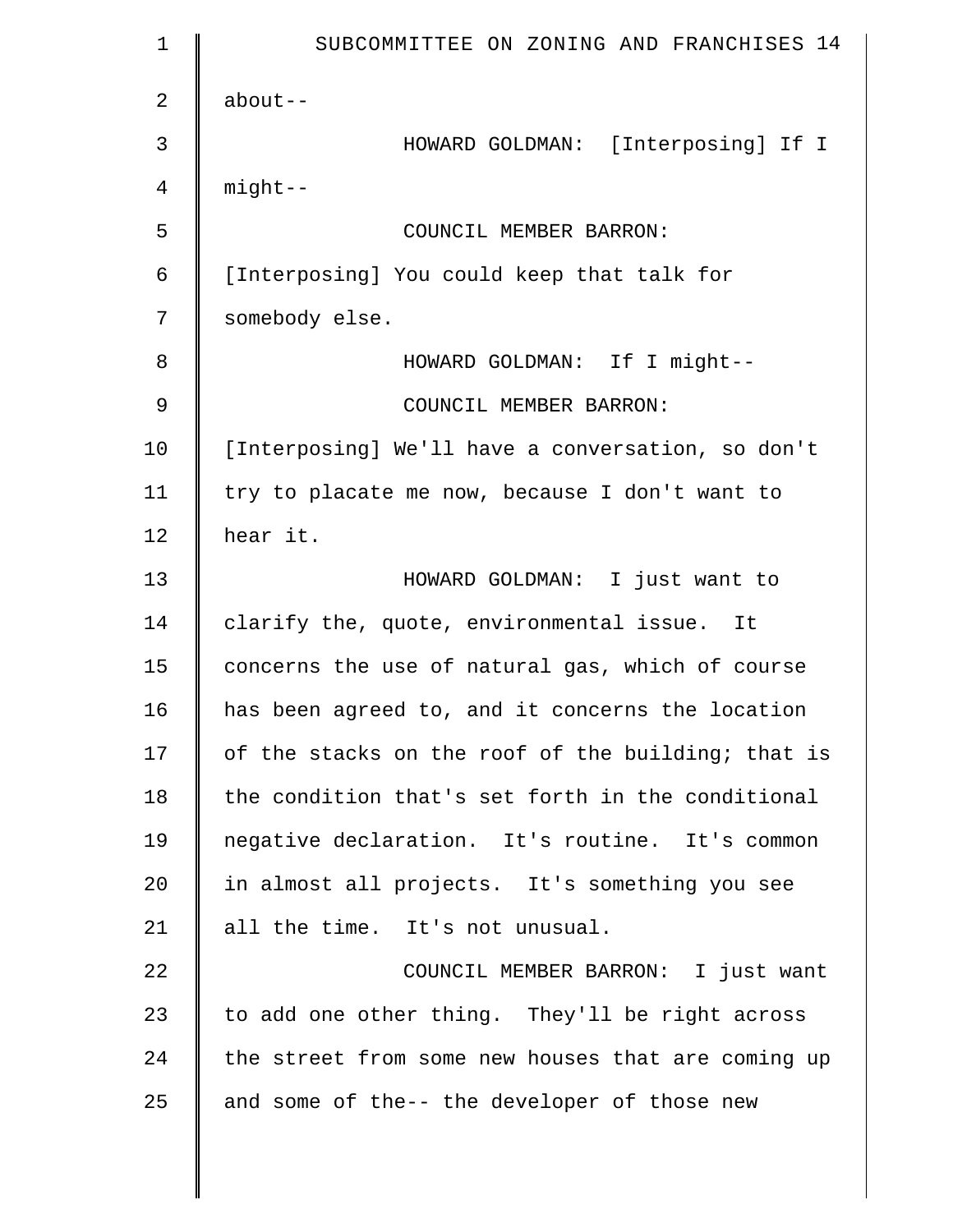about--

HOWARD GOLDMAN: [Interposing] If I might--

COUNCIL MEMBER BARRON: [Interposing] You could keep that talk for somebody else.

HOWARD GOLDMAN: If I might--

COUNCIL MEMBER BARRON: [Interposing] We'll have a conversation, so don't try to placate me now, because I don't want to hear it.

HOWARD GOLDMAN: I just want to clarify the, quote, environmental issue. It concerns the use of natural gas, which of course has been agreed to, and it concerns the location of the stacks on the roof of the building; that is the condition that's set forth in the conditional negative declaration. It's routine. It's common in almost all projects. It's something you see all the time. It's not unusual.

COUNCIL MEMBER BARRON: I just want to add one other thing. They'll be right across the street from some new houses that are coming up and some of the-- the developer of those new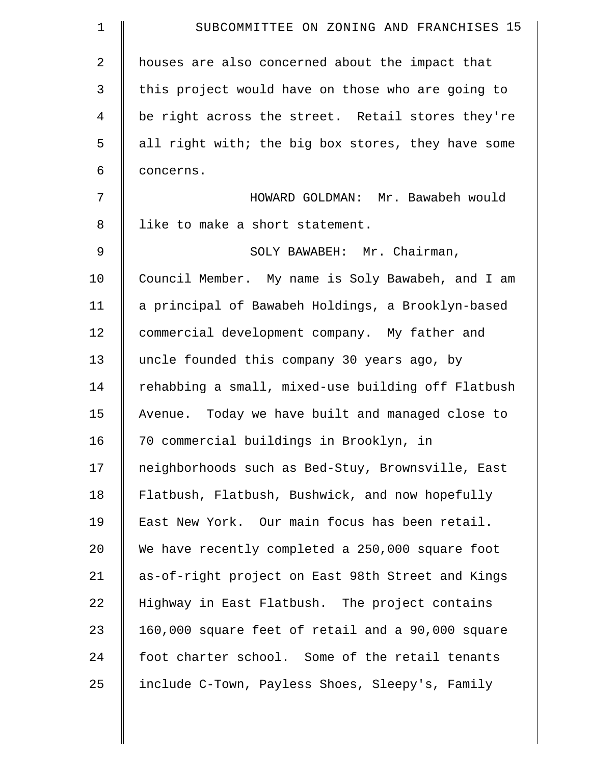houses are also concerned about the impact that this project would have on those who are going to be right across the street. Retail stores they're all right with; the big box stores, they have some concerns.

HOWARD GOLDMAN: Mr. Bawabeh would like to make a short statement.

SOLY BAWABEH: Mr. Chairman, Council Member. My name is Soly Bawabeh, and I am a principal of Bawabeh Holdings, a Brooklyn-based commercial development company. My father and uncle founded this company 30 years ago, by rehabbing a small, mixed-use building off Flatbush Avenue. Today we have built and managed close to 70 commercial buildings in Brooklyn, in neighborhoods such as Bed-Stuy, Brownsville, East Flatbush, Flatbush, Bushwick, and now hopefully East New York. Our main focus has been retail. We have recently completed a 250,000 square foot as-of-right project on East 98th Street and Kings Highway in East Flatbush. The project contains 160,000 square feet of retail and a 90,000 square foot charter school. Some of the retail tenants include C-Town, Payless Shoes, Sleepy's, Family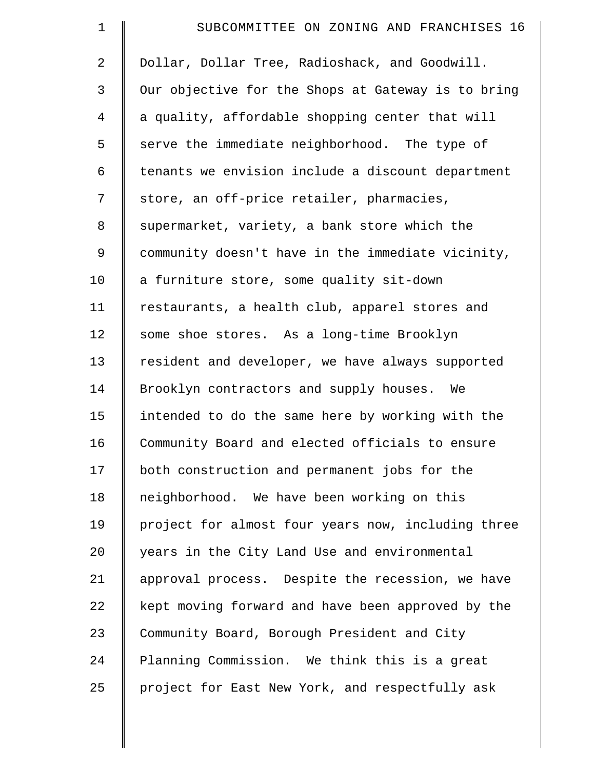Dollar, Dollar Tree, Radioshack, and Goodwill. Our objective for the Shops at Gateway is to bring a quality, affordable shopping center that will serve the immediate neighborhood. The type of tenants we envision include a discount department store, an off-price retailer, pharmacies, supermarket, variety, a bank store which the community doesn't have in the immediate vicinity, a furniture store, some quality sit-down restaurants, a health club, apparel stores and some shoe stores. As a long-time Brooklyn resident and developer, we have always supported Brooklyn contractors and supply houses. We intended to do the same here by working with the Community Board and elected officials to ensure both construction and permanent jobs for the neighborhood. We have been working on this project for almost four years now, including three years in the City Land Use and environmental approval process. Despite the recession, we have kept moving forward and have been approved by the Community Board, Borough President and City Planning Commission. We think this is a great project for East New York, and respectfully ask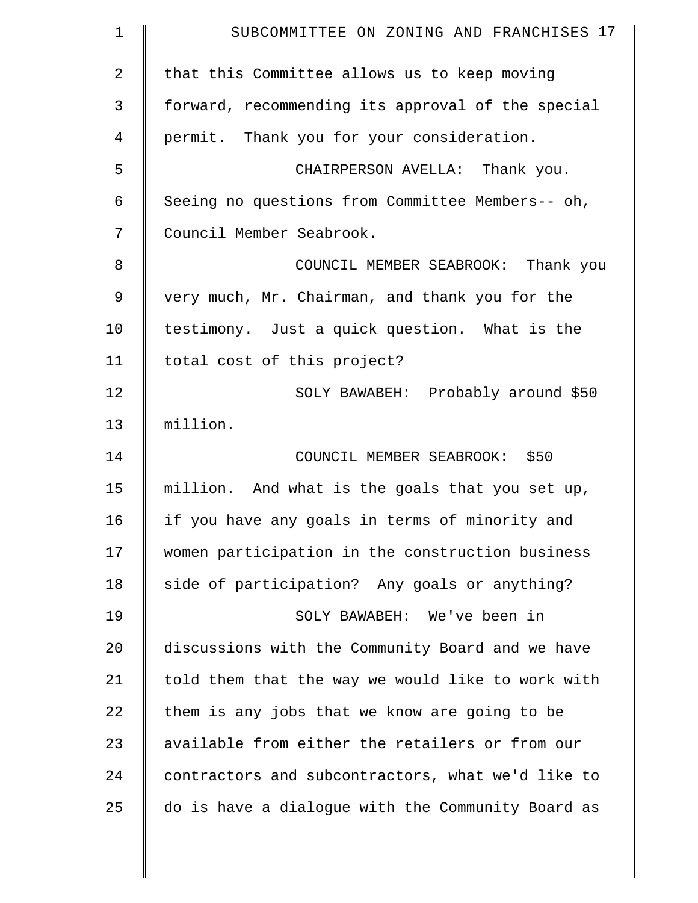that this Committee allows us to keep moving forward, recommending its approval of the special permit. Thank you for your consideration.

CHAIRPERSON AVELLA: Thank you. Seeing no questions from Committee Members-- oh, Council Member Seabrook.

COUNCIL MEMBER SEABROOK: Thank you very much, Mr. Chairman, and thank you for the testimony. Just a quick question. What is the total cost of this project?

SOLY BAWABEH: Probably around $50 million.

COUNCIL MEMBER SEABROOK: $50 million. And what is the goals that you set up, if you have any goals in terms of minority and women participation in the construction business side of participation? Any goals or anything?

SOLY BAWABEH: We've been in discussions with the Community Board and we have told them that the way we would like to work with them is any jobs that we know are going to be available from either the retailers or from our contractors and subcontractors, what we'd like to do is have a dialogue with the Community Board as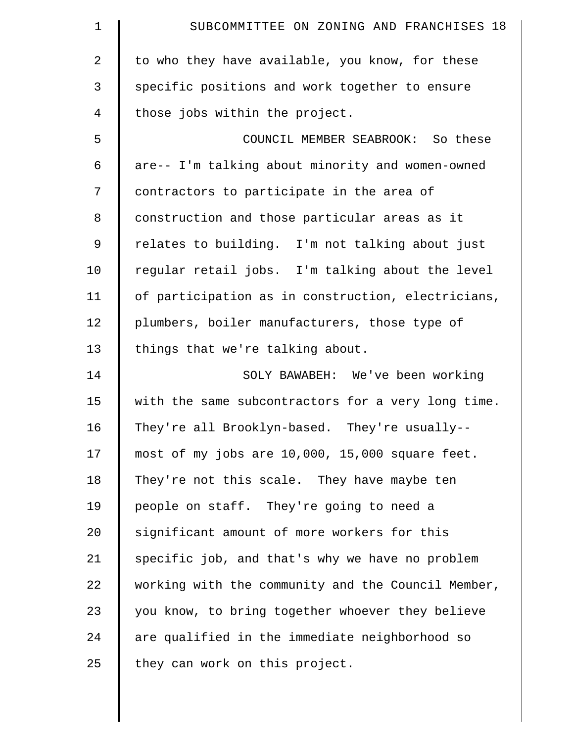to who they have available, you know, for these specific positions and work together to ensure those jobs within the project.

COUNCIL MEMBER SEABROOK: So these are-- I'm talking about minority and women-owned contractors to participate in the area of construction and those particular areas as it relates to building. I'm not talking about just regular retail jobs. I'm talking about the level of participation as in construction, electricians, plumbers, boiler manufacturers, those type of things that we're talking about.

SOLY BAWABEH: We've been working with the same subcontractors for a very long time. They're all Brooklyn-based. They're usually-- most of my jobs are 10,000, 15,000 square feet. They're not this scale. They have maybe ten people on staff. They're going to need a significant amount of more workers for this specific job, and that's why we have no problem working with the community and the Council Member, you know, to bring together whoever they believe are qualified in the immediate neighborhood so they can work on this project.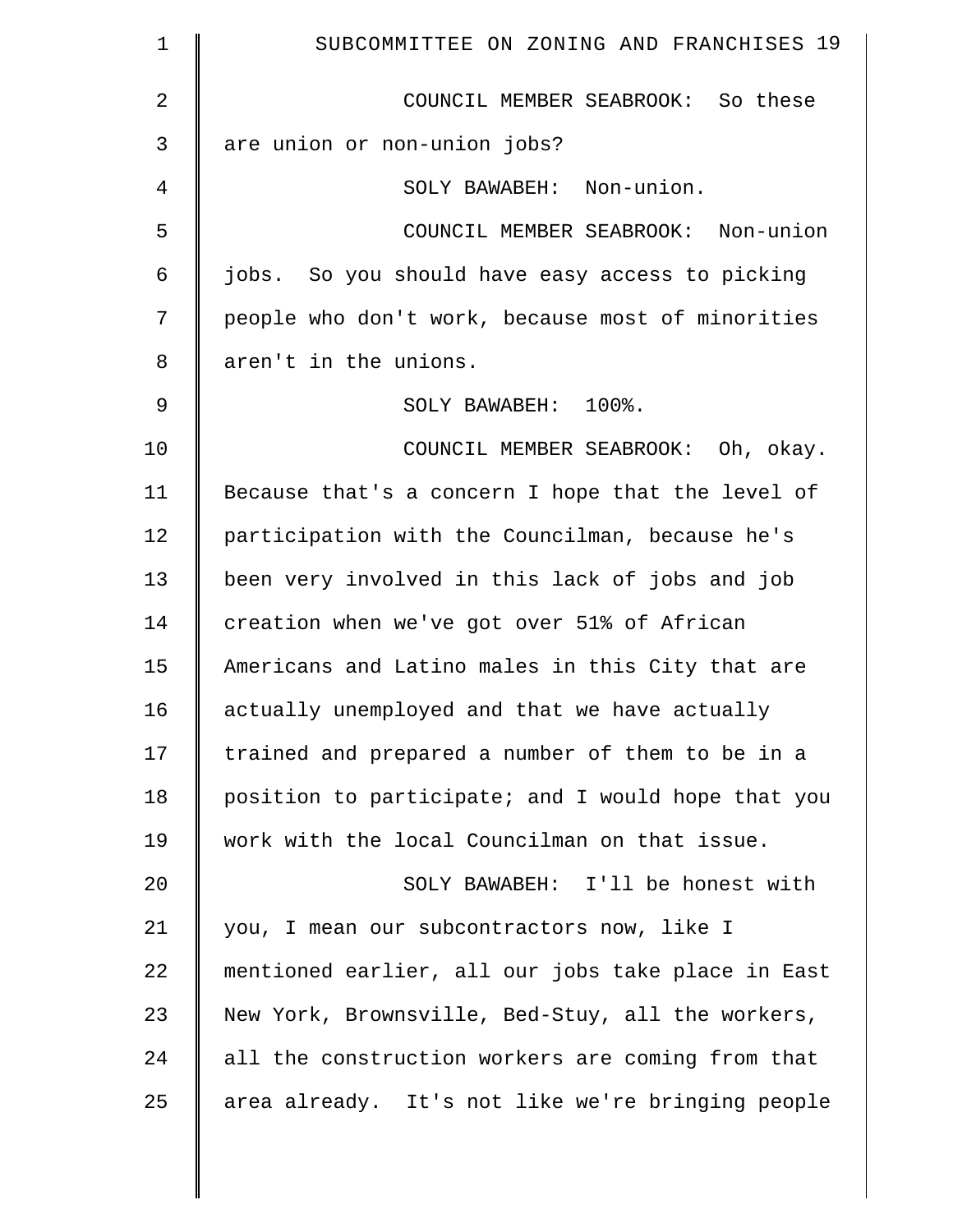COUNCIL MEMBER SEABROOK: So these are union or non-union jobs?

SOLY BAWABEH: Non-union.

COUNCIL MEMBER SEABROOK: Non-union jobs. So you should have easy access to picking people who don't work, because most of minorities aren't in the unions.

SOLY BAWABEH: 100%.

COUNCIL MEMBER SEABROOK: Oh, okay. Because that's a concern I hope that the level of participation with the Councilman, because he's been very involved in this lack of jobs and job creation when we've got over 51% of African Americans and Latino males in this City that are actually unemployed and that we have actually trained and prepared a number of them to be in a position to participate; and I would hope that you work with the local Councilman on that issue.

SOLY BAWABEH: I'll be honest with you, I mean our subcontractors now, like I mentioned earlier, all our jobs take place in East New York, Brownsville, Bed-Stuy, all the workers, all the construction workers are coming from that area already. It's not like we're bringing people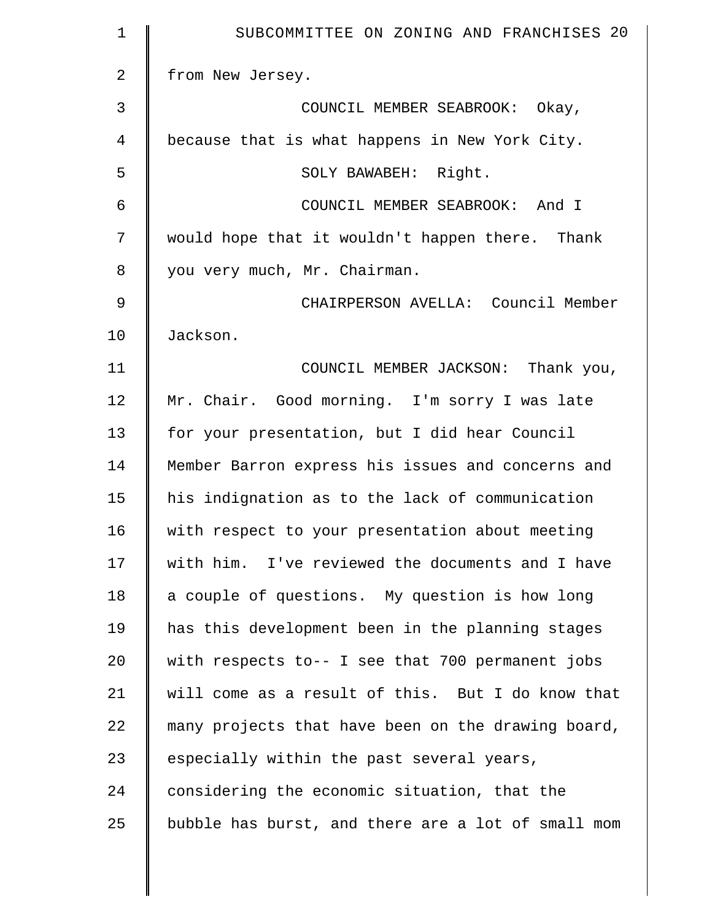from New Jersey.

COUNCIL MEMBER SEABROOK: Okay, because that is what happens in New York City.

SOLY BAWABEH: Right.

COUNCIL MEMBER SEABROOK: And I would hope that it wouldn't happen there. Thank you very much, Mr. Chairman.

CHAIRPERSON AVELLA: Council Member Jackson.

COUNCIL MEMBER JACKSON: Thank you, Mr. Chair. Good morning. I'm sorry I was late for your presentation, but I did hear Council Member Barron express his issues and concerns and his indignation as to the lack of communication with respect to your presentation about meeting with him. I've reviewed the documents and I have a couple of questions. My question is how long has this development been in the planning stages with respects to-- I see that 700 permanent jobs will come as a result of this. But I do know that many projects that have been on the drawing board, especially within the past several years, considering the economic situation, that the bubble has burst, and there are a lot of small mom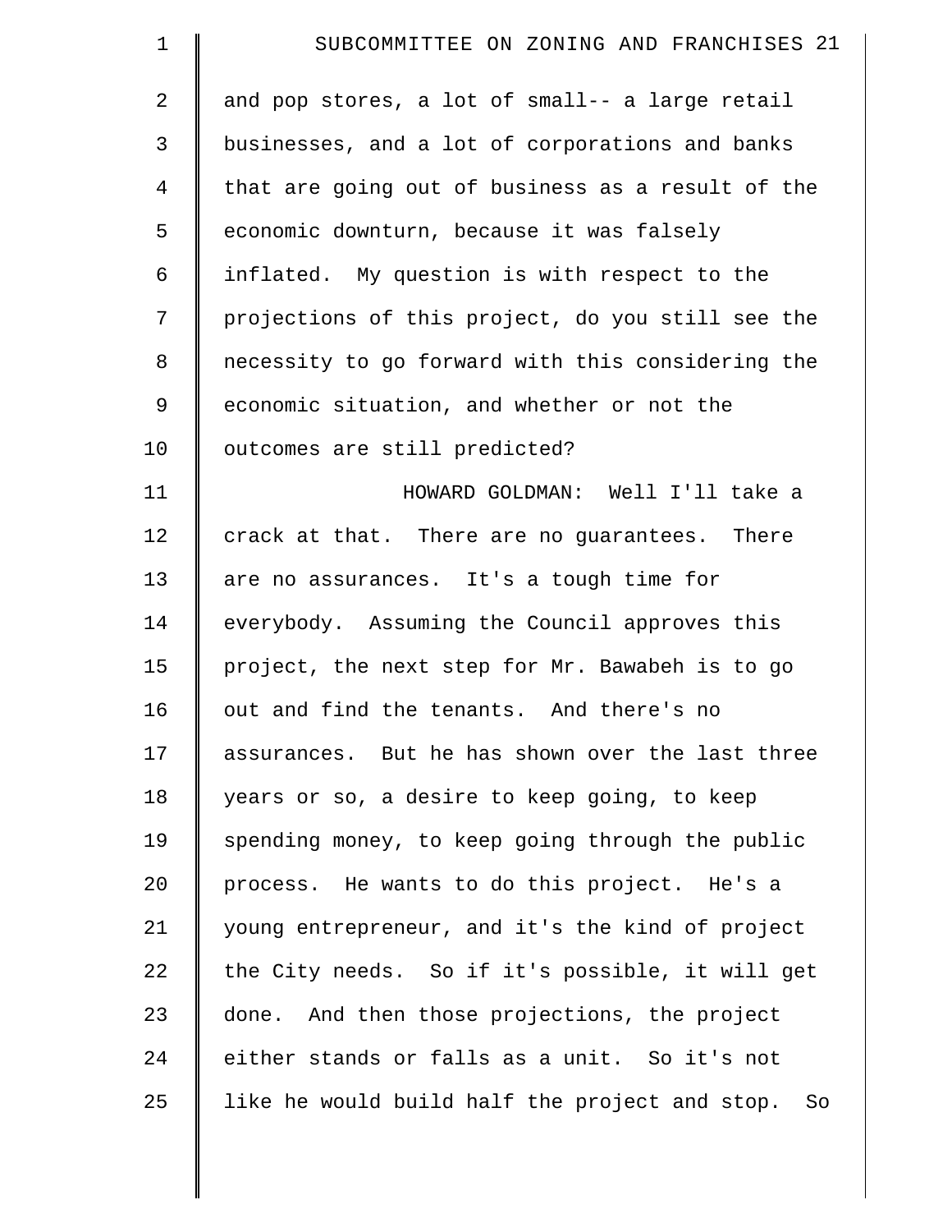and pop stores, a lot of small-- a large retail businesses, and a lot of corporations and banks that are going out of business as a result of the economic downturn, because it was falsely inflated. My question is with respect to the projections of this project, do you still see the necessity to go forward with this considering the economic situation, and whether or not the outcomes are still predicted?

HOWARD GOLDMAN: Well I'll take a crack at that. There are no guarantees. There are no assurances. It's a tough time for everybody. Assuming the Council approves this project, the next step for Mr. Bawabeh is to go out and find the tenants. And there's no assurances. But he has shown over the last three years or so, a desire to keep going, to keep spending money, to keep going through the public process. He wants to do this project. He's a young entrepreneur, and it's the kind of project the City needs. So if it's possible, it will get done. And then those projections, the project either stands or falls as a unit. So it's not like he would build half the project and stop. So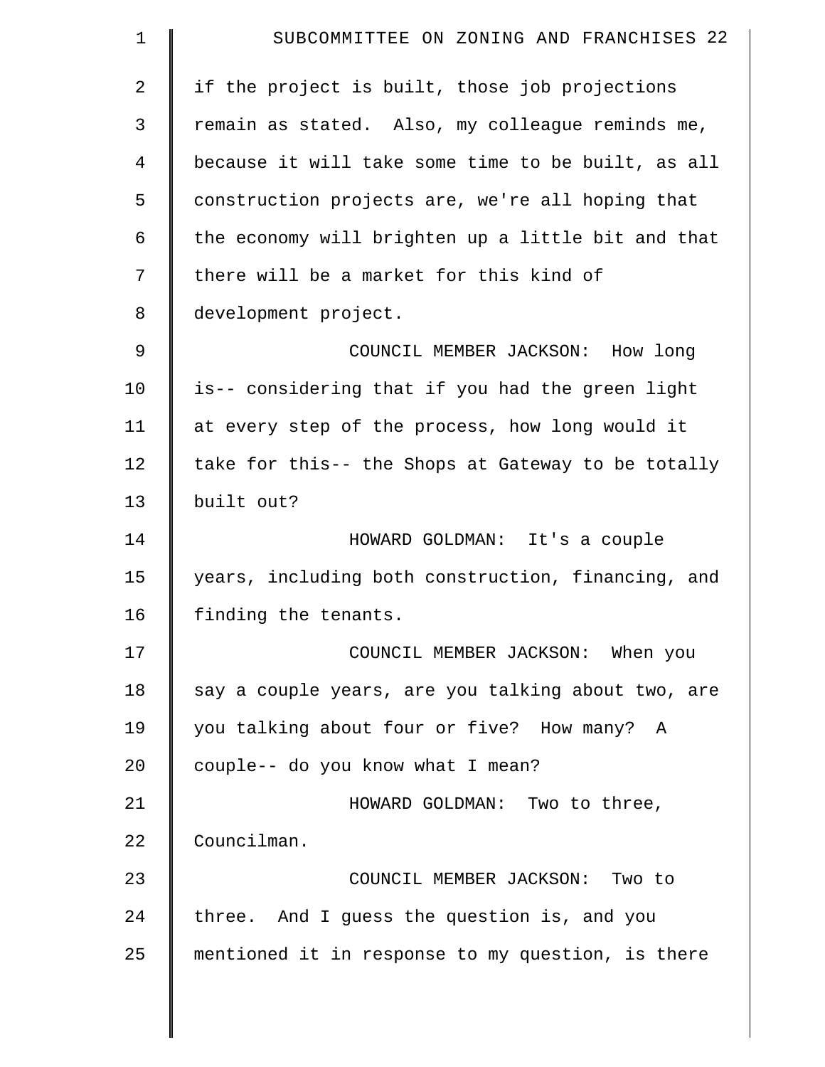if the project is built, those job projections remain as stated. Also, my colleague reminds me, because it will take some time to be built, as all construction projects are, we're all hoping that the economy will brighten up a little bit and that there will be a market for this kind of development project.

COUNCIL MEMBER JACKSON: How long is-- considering that if you had the green light at every step of the process, how long would it take for this-- the Shops at Gateway to be totally built out?

HOWARD GOLDMAN: It's a couple years, including both construction, financing, and finding the tenants.

COUNCIL MEMBER JACKSON: When you say a couple years, are you talking about two, are you talking about four or five? How many? A couple-- do you know what I mean?

HOWARD GOLDMAN: Two to three, Councilman.

COUNCIL MEMBER JACKSON: Two to three. And I guess the question is, and you mentioned it in response to my question, is there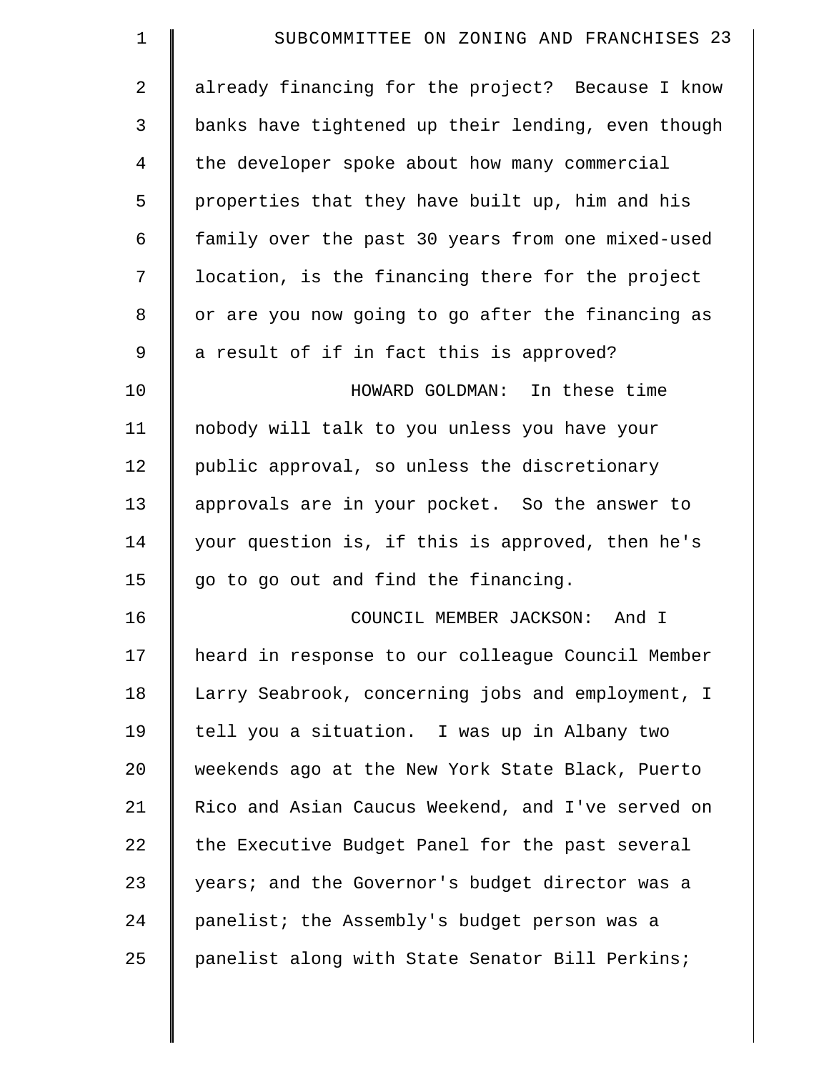already financing for the project? Because I know banks have tightened up their lending, even though the developer spoke about how many commercial properties that they have built up, him and his family over the past 30 years from one mixed-used location, is the financing there for the project or are you now going to go after the financing as a result of if in fact this is approved?

HOWARD GOLDMAN: In these time nobody will talk to you unless you have your public approval, so unless the discretionary approvals are in your pocket. So the answer to your question is, if this is approved, then he's go to go out and find the financing.

COUNCIL MEMBER JACKSON: And I heard in response to our colleague Council Member Larry Seabrook, concerning jobs and employment, I tell you a situation. I was up in Albany two weekends ago at the New York State Black, Puerto Rico and Asian Caucus Weekend, and I've served on the Executive Budget Panel for the past several years; and the Governor's budget director was a panelist; the Assembly's budget person was a panelist along with State Senator Bill Perkins;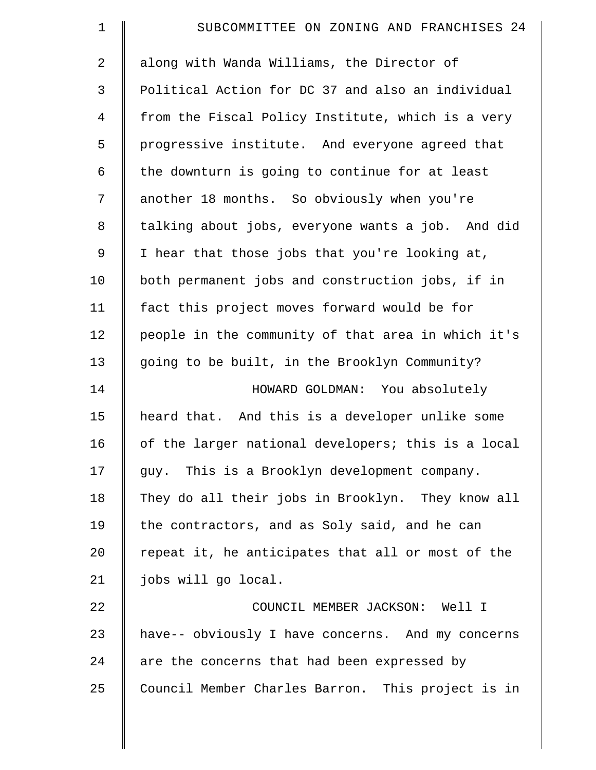along with Wanda Williams, the Director of Political Action for DC 37 and also an individual from the Fiscal Policy Institute, which is a very progressive institute. And everyone agreed that the downturn is going to continue for at least another 18 months. So obviously when you're talking about jobs, everyone wants a job. And did I hear that those jobs that you're looking at, both permanent jobs and construction jobs, if in fact this project moves forward would be for people in the community of that area in which it's going to be built, in the Brooklyn Community?

HOWARD GOLDMAN: You absolutely heard that. And this is a developer unlike some of the larger national developers; this is a local guy. This is a Brooklyn development company. They do all their jobs in Brooklyn. They know all the contractors, and as Soly said, and he can repeat it, he anticipates that all or most of the jobs will go local.

COUNCIL MEMBER JACKSON: Well I have-- obviously I have concerns. And my concerns are the concerns that had been expressed by Council Member Charles Barron. This project is in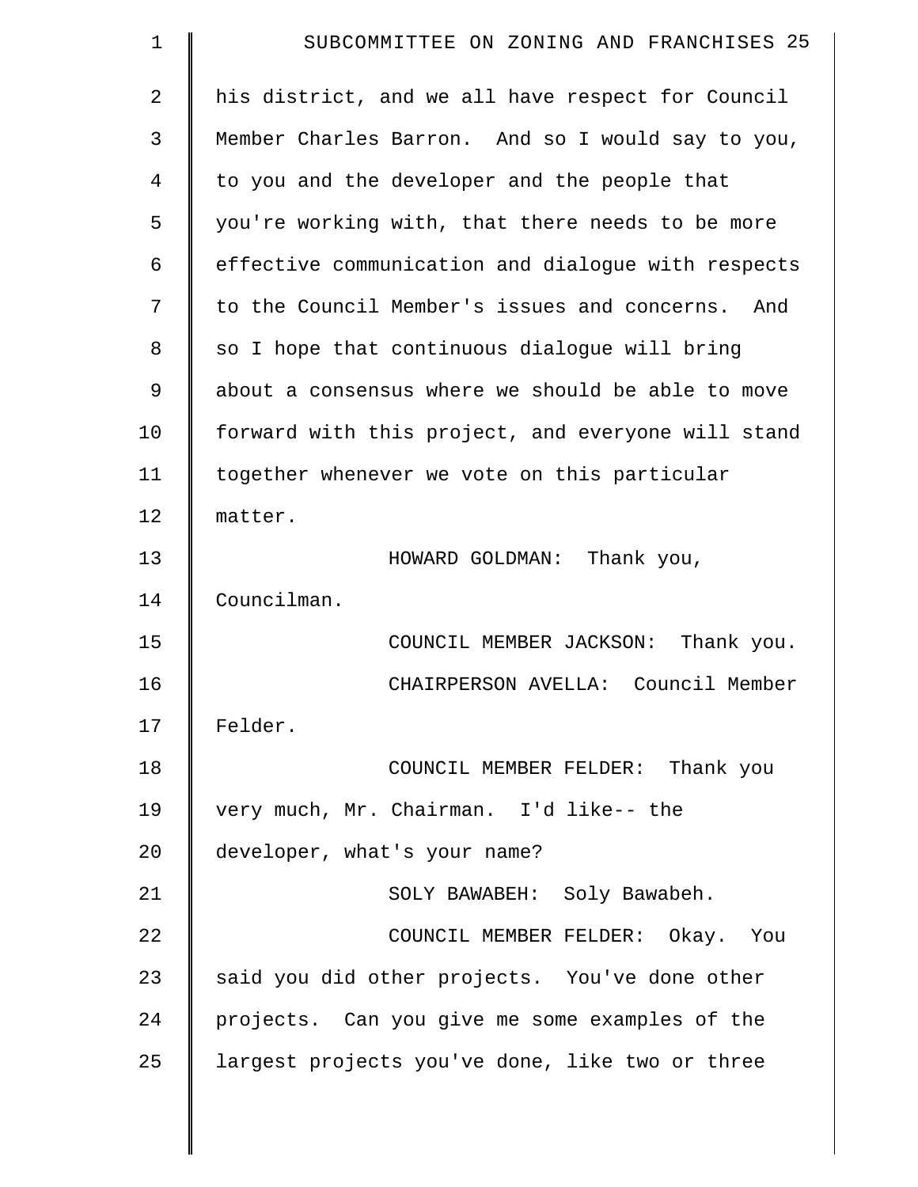his district, and we all have respect for Council Member Charles Barron. And so I would say to you, to you and the developer and the people that you're working with, that there needs to be more effective communication and dialogue with respects to the Council Member's issues and concerns. And so I hope that continuous dialogue will bring about a consensus where we should be able to move forward with this project, and everyone will stand together whenever we vote on this particular matter.

HOWARD GOLDMAN: Thank you, Councilman.

COUNCIL MEMBER JACKSON: Thank you.

CHAIRPERSON AVELLA: Council Member Felder.

COUNCIL MEMBER FELDER: Thank you very much, Mr. Chairman. I'd like-- the developer, what's your name?

SOLY BAWABEH: Soly Bawabeh.

COUNCIL MEMBER FELDER: Okay. You said you did other projects. You've done other projects. Can you give me some examples of the largest projects you've done, like two or three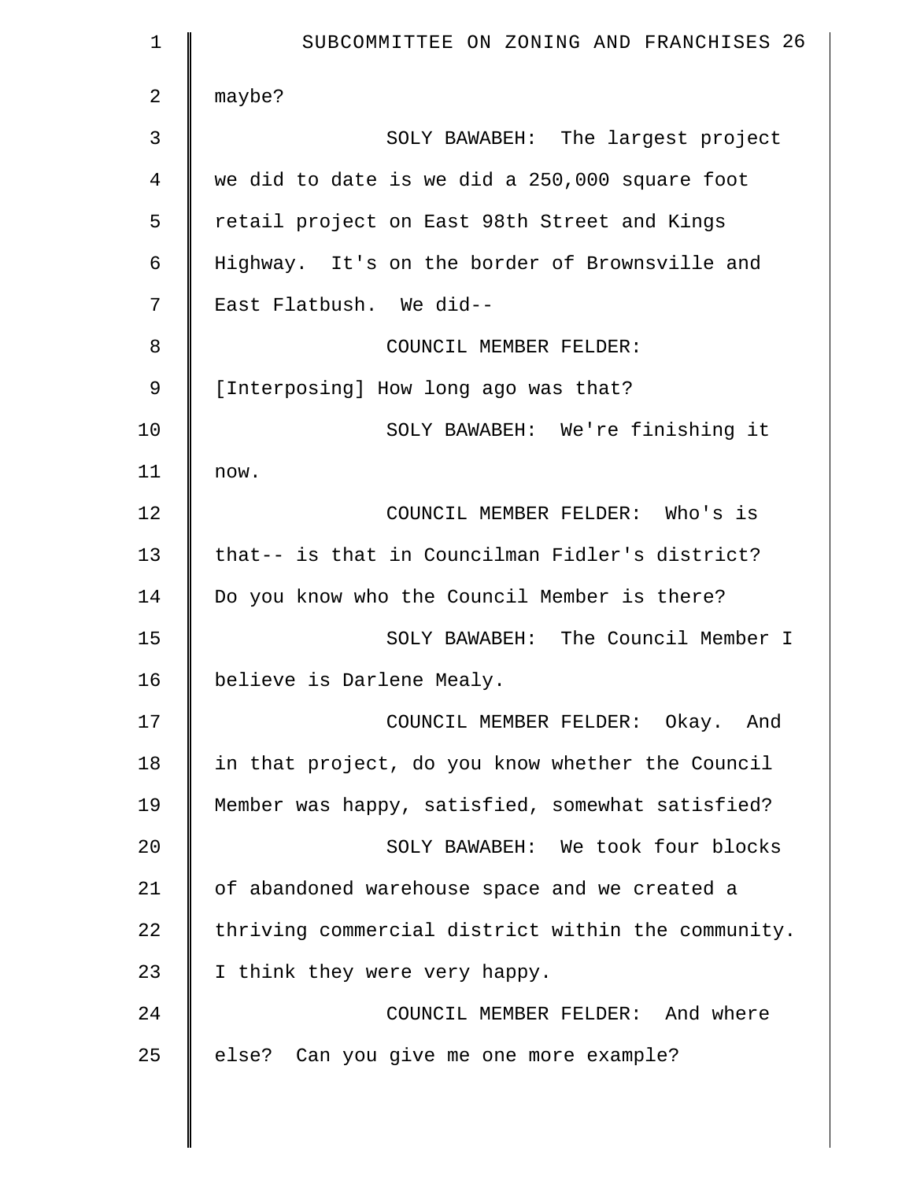maybe?

SOLY BAWABEH: The largest project we did to date is we did a 250,000 square foot retail project on East 98th Street and Kings Highway. It's on the border of Brownsville and East Flatbush. We did--

COUNCIL MEMBER FELDER: [Interposing] How long ago was that?

SOLY BAWABEH: We're finishing it now.

COUNCIL MEMBER FELDER: Who's is that-- is that in Councilman Fidler's district? Do you know who the Council Member is there?

SOLY BAWABEH: The Council Member I believe is Darlene Mealy.

COUNCIL MEMBER FELDER: Okay. And in that project, do you know whether the Council Member was happy, satisfied, somewhat satisfied?

SOLY BAWABEH: We took four blocks of abandoned warehouse space and we created a thriving commercial district within the community. I think they were very happy.

COUNCIL MEMBER FELDER: And where else? Can you give me one more example?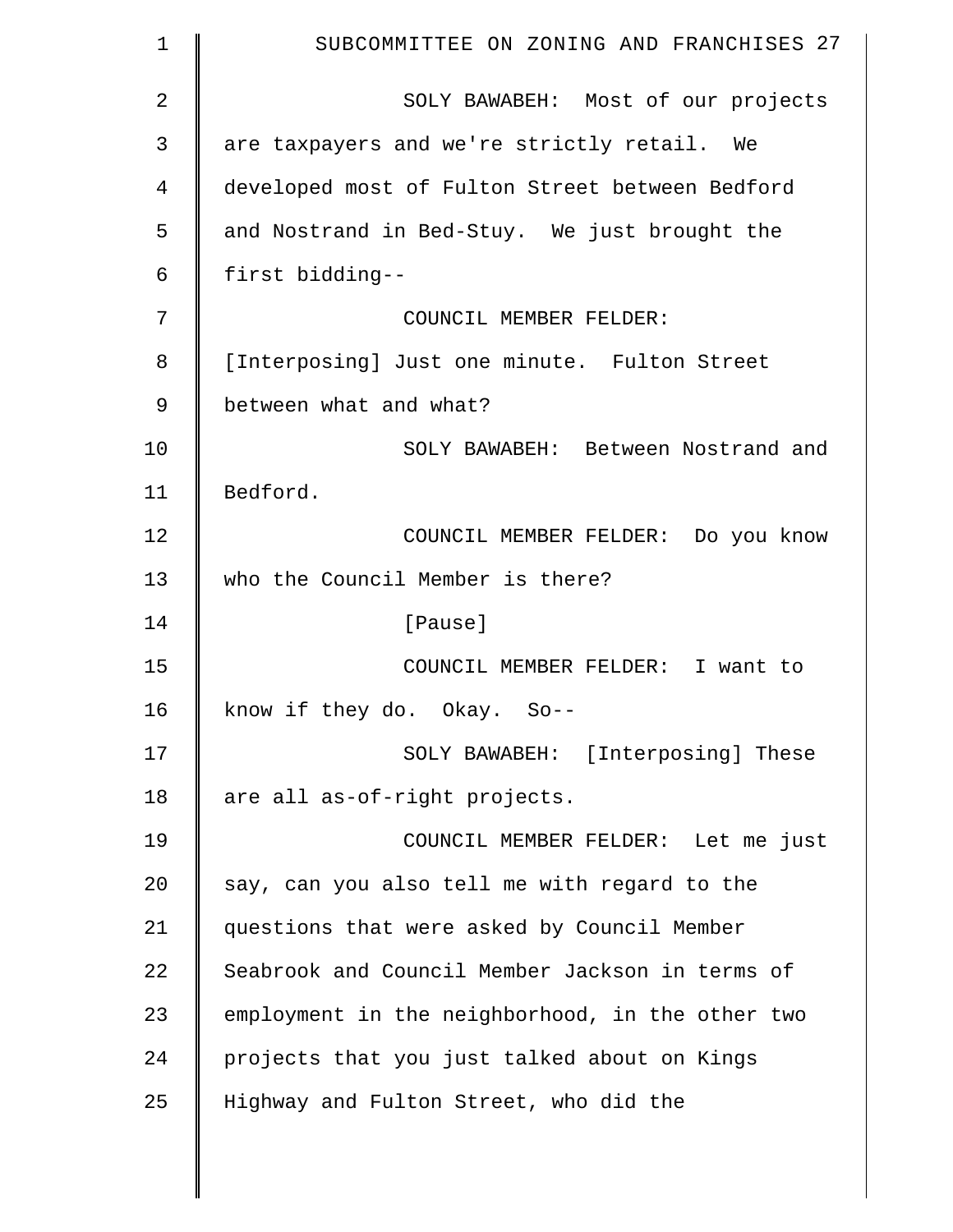SOLY BAWABEH: Most of our projects are taxpayers and we're strictly retail. We developed most of Fulton Street between Bedford and Nostrand in Bed-Stuy. We just brought the first bidding--

COUNCIL MEMBER FELDER: [Interposing] Just one minute. Fulton Street between what and what?

SOLY BAWABEH: Between Nostrand and Bedford.

COUNCIL MEMBER FELDER: Do you know who the Council Member is there?

[Pause]

COUNCIL MEMBER FELDER: I want to know if they do. Okay. So--

SOLY BAWABEH: [Interposing] These are all as-of-right projects.

COUNCIL MEMBER FELDER: Let me just say, can you also tell me with regard to the questions that were asked by Council Member Seabrook and Council Member Jackson in terms of employment in the neighborhood, in the other two projects that you just talked about on Kings Highway and Fulton Street, who did the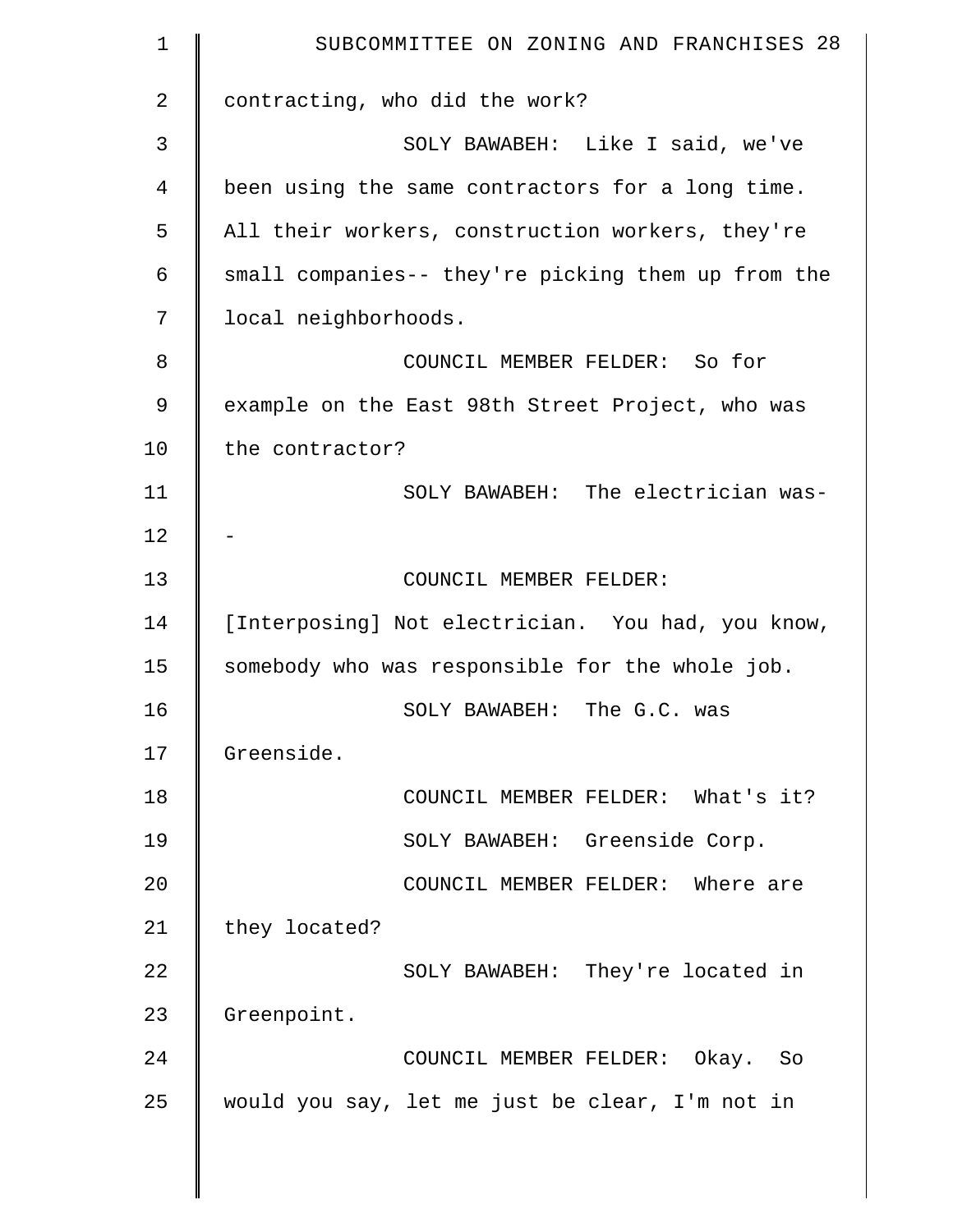contracting, who did the work?

SOLY BAWABEH: Like I said, we've been using the same contractors for a long time. All their workers, construction workers, they're small companies-- they're picking them up from the local neighborhoods.

COUNCIL MEMBER FELDER: So for example on the East 98th Street Project, who was the contractor?

SOLY BAWABEH: The electrician was--

COUNCIL MEMBER FELDER: [Interposing] Not electrician. You had, you know, somebody who was responsible for the whole job.

SOLY BAWABEH: The G.C. was Greenside.

COUNCIL MEMBER FELDER: What's it?

SOLY BAWABEH: Greenside Corp.

COUNCIL MEMBER FELDER: Where are they located?

SOLY BAWABEH: They're located in Greenpoint.

COUNCIL MEMBER FELDER: Okay. So would you say, let me just be clear, I'm not in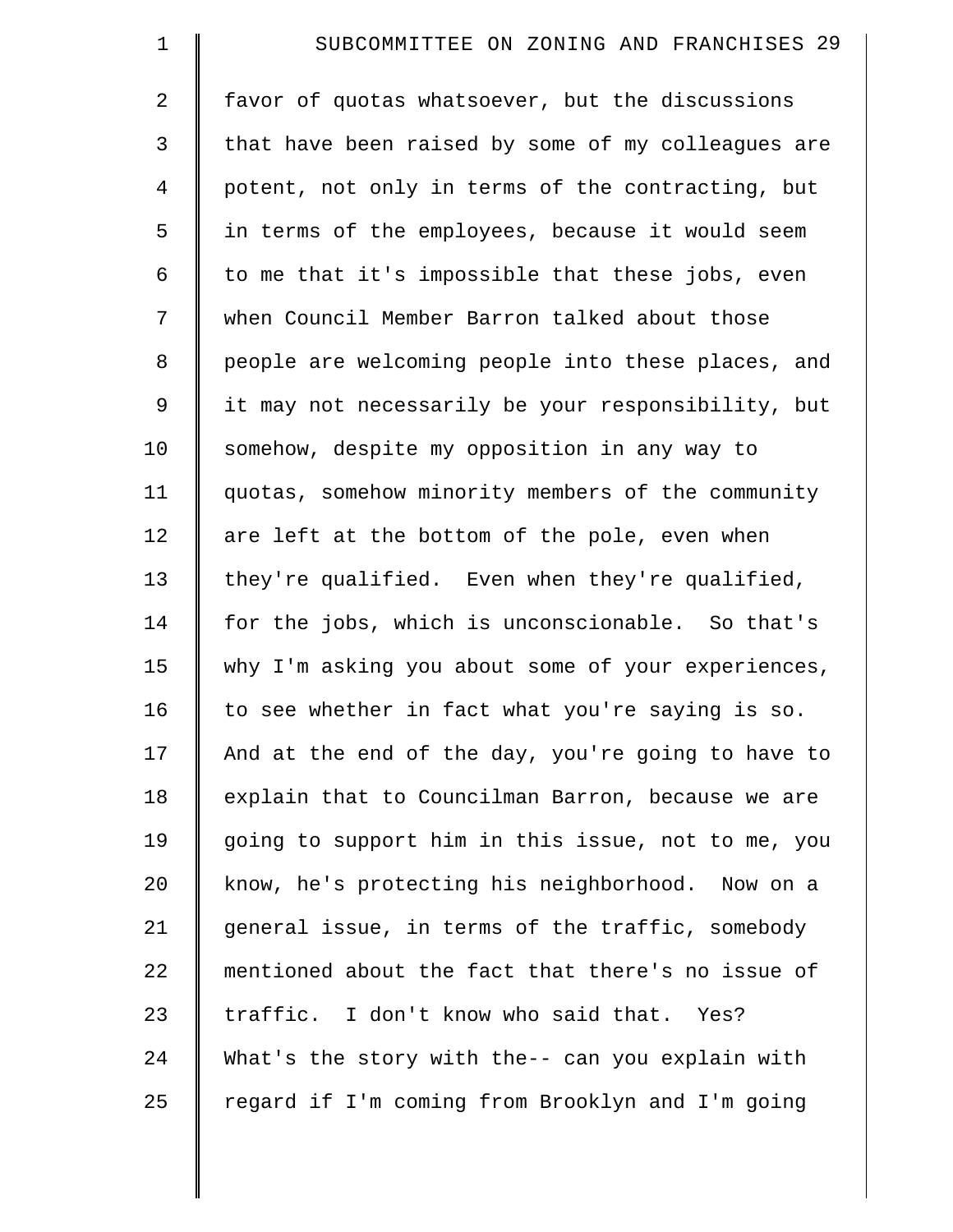favor of quotas whatsoever, but the discussions that have been raised by some of my colleagues are potent, not only in terms of the contracting, but in terms of the employees, because it would seem to me that it's impossible that these jobs, even when Council Member Barron talked about those people are welcoming people into these places, and it may not necessarily be your responsibility, but somehow, despite my opposition in any way to quotas, somehow minority members of the community are left at the bottom of the pole, even when they're qualified. Even when they're qualified, for the jobs, which is unconscionable. So that's why I'm asking you about some of your experiences, to see whether in fact what you're saying is so. And at the end of the day, you're going to have to explain that to Councilman Barron, because we are going to support him in this issue, not to me, you know, he's protecting his neighborhood. Now on a general issue, in terms of the traffic, somebody mentioned about the fact that there's no issue of traffic. I don't know who said that. Yes? What's the story with the-- can you explain with regard if I'm coming from Brooklyn and I'm going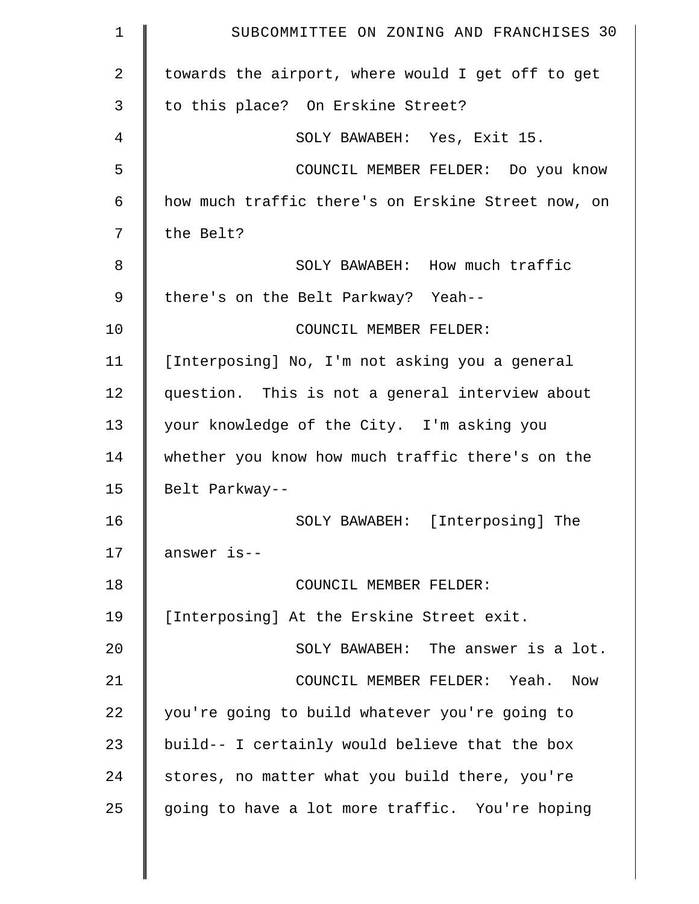towards the airport, where would I get off to get to this place? On Erskine Street?

SOLY BAWABEH: Yes, Exit 15.

COUNCIL MEMBER FELDER: Do you know how much traffic there's on Erskine Street now, on the Belt?

SOLY BAWABEH: How much traffic there's on the Belt Parkway? Yeah--

COUNCIL MEMBER FELDER: [Interposing] No, I'm not asking you a general question. This is not a general interview about your knowledge of the City. I'm asking you whether you know how much traffic there's on the Belt Parkway--

SOLY BAWABEH: [Interposing] The answer is--

COUNCIL MEMBER FELDER: [Interposing] At the Erskine Street exit.

SOLY BAWABEH: The answer is a lot.

COUNCIL MEMBER FELDER: Yeah. Now you're going to build whatever you're going to build-- I certainly would believe that the box stores, no matter what you build there, you're going to have a lot more traffic. You're hoping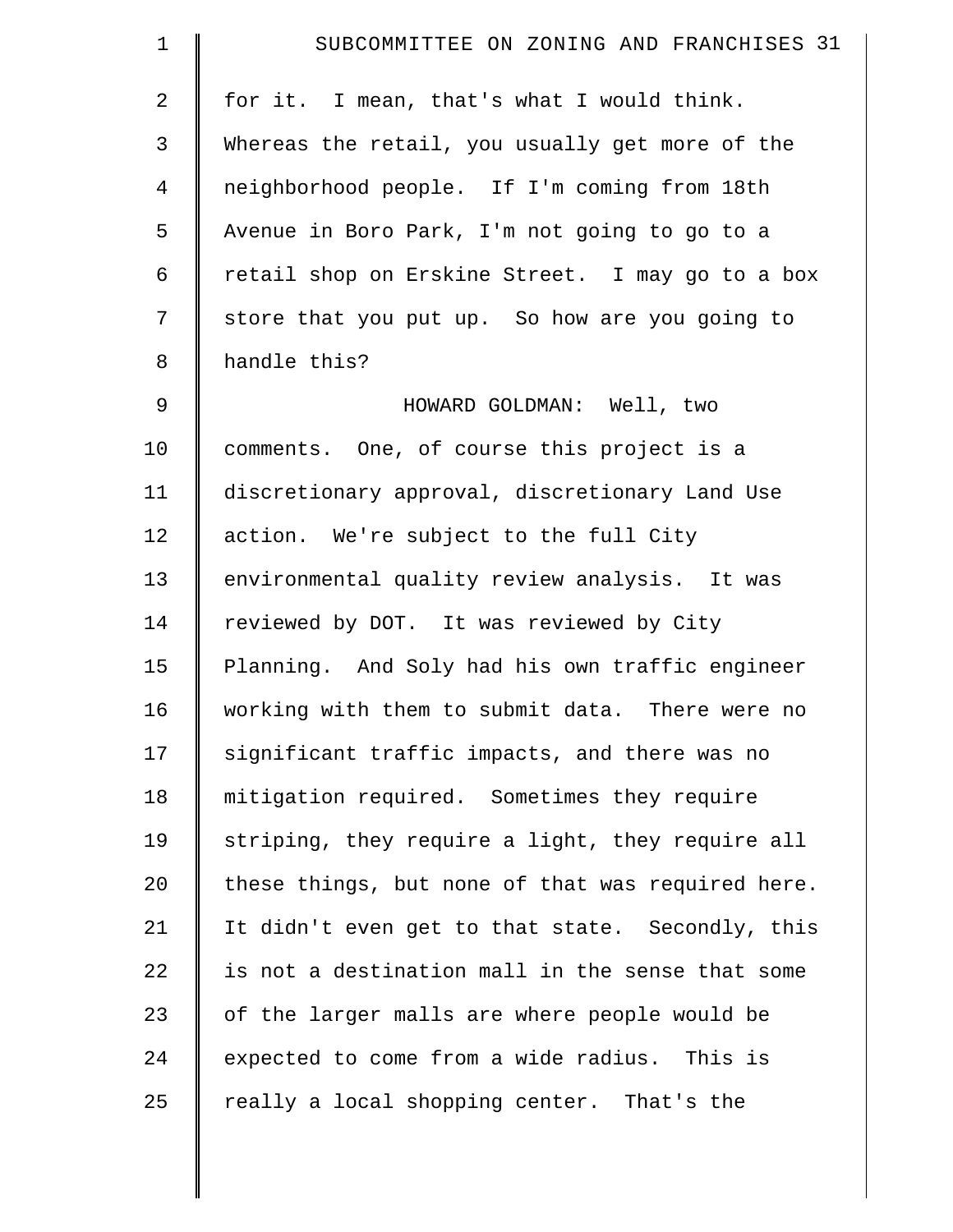for it. I mean, that's what I would think. Whereas the retail, you usually get more of the neighborhood people. If I'm coming from 18th Avenue in Boro Park, I'm not going to go to a retail shop on Erskine Street. I may go to a box store that you put up. So how are you going to handle this?

HOWARD GOLDMAN: Well, two comments. One, of course this project is a discretionary approval, discretionary Land Use action. We're subject to the full City environmental quality review analysis. It was reviewed by DOT. It was reviewed by City Planning. And Soly had his own traffic engineer working with them to submit data. There were no significant traffic impacts, and there was no mitigation required. Sometimes they require striping, they require a light, they require all these things, but none of that was required here. It didn't even get to that state. Secondly, this is not a destination mall in the sense that some of the larger malls are where people would be expected to come from a wide radius. This is really a local shopping center. That's the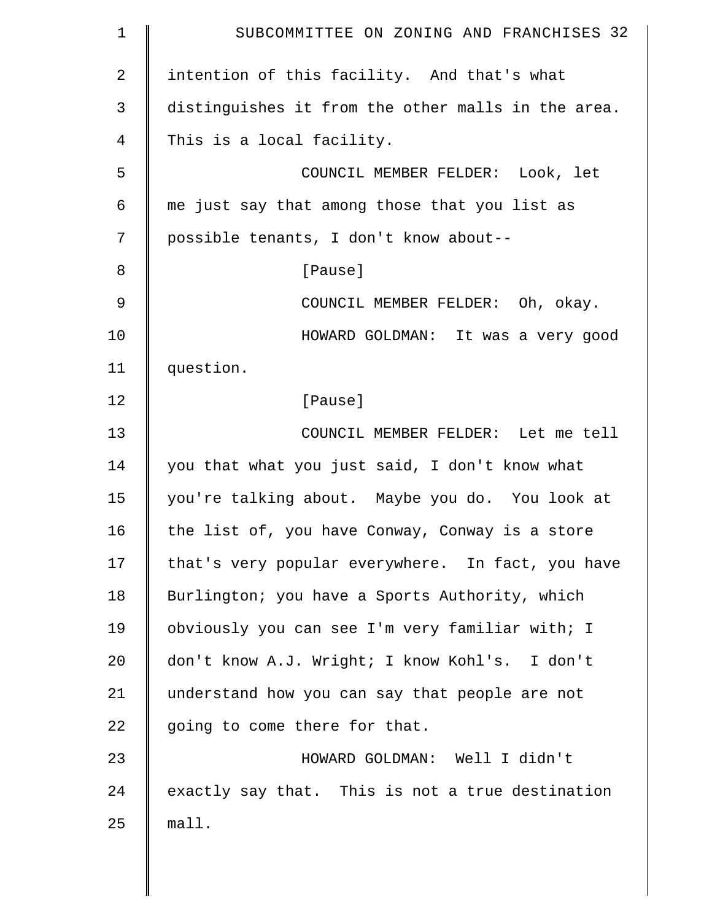intention of this facility. And that's what distinguishes it from the other malls in the area. This is a local facility.

COUNCIL MEMBER FELDER: Look, let me just say that among those that you list as possible tenants, I don't know about--

[Pause]

COUNCIL MEMBER FELDER: Oh, okay.

HOWARD GOLDMAN: It was a very good question.

[Pause]

COUNCIL MEMBER FELDER: Let me tell you that what you just said, I don't know what you're talking about. Maybe you do. You look at the list of, you have Conway, Conway is a store that's very popular everywhere. In fact, you have Burlington; you have a Sports Authority, which obviously you can see I'm very familiar with; I don't know A.J. Wright; I know Kohl's. I don't understand how you can say that people are not going to come there for that.

HOWARD GOLDMAN: Well I didn't exactly say that. This is not a true destination mall.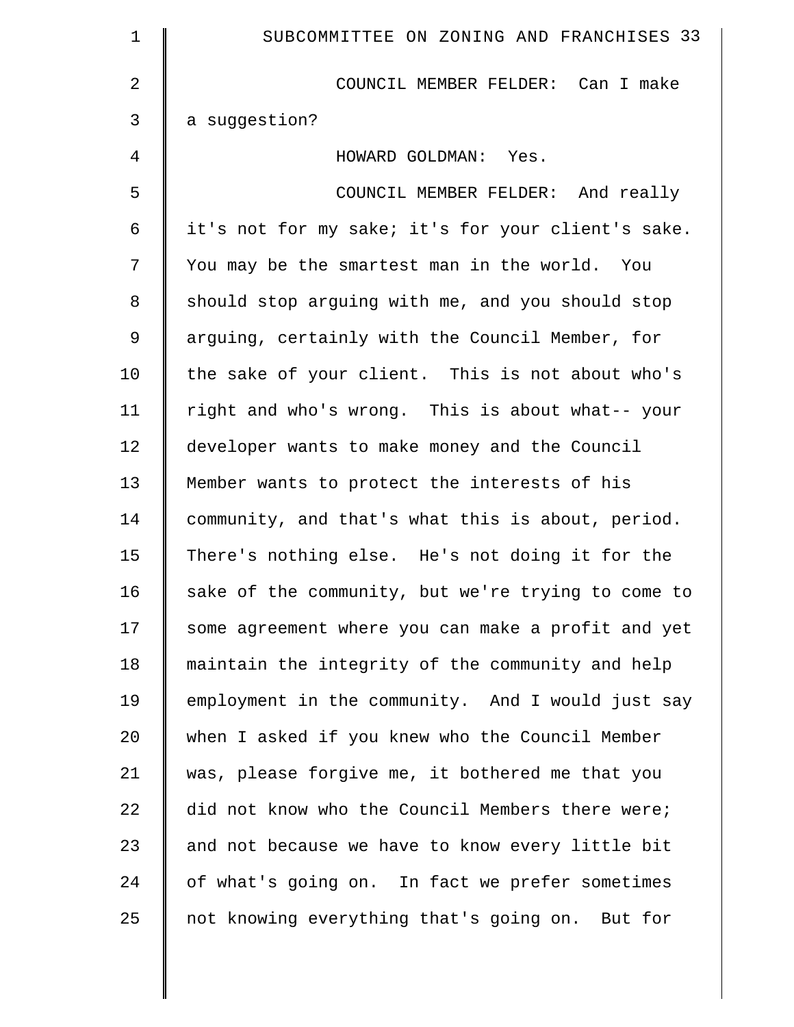COUNCIL MEMBER FELDER: Can I make a suggestion?

HOWARD GOLDMAN: Yes.

COUNCIL MEMBER FELDER: And really it's not for my sake; it's for your client's sake. You may be the smartest man in the world. You should stop arguing with me, and you should stop arguing, certainly with the Council Member, for the sake of your client. This is not about who's right and who's wrong. This is about what-- your developer wants to make money and the Council Member wants to protect the interests of his community, and that's what this is about, period. There's nothing else. He's not doing it for the sake of the community, but we're trying to come to some agreement where you can make a profit and yet maintain the integrity of the community and help employment in the community. And I would just say when I asked if you knew who the Council Member was, please forgive me, it bothered me that you did not know who the Council Members there were; and not because we have to know every little bit of what's going on. In fact we prefer sometimes not knowing everything that's going on. But for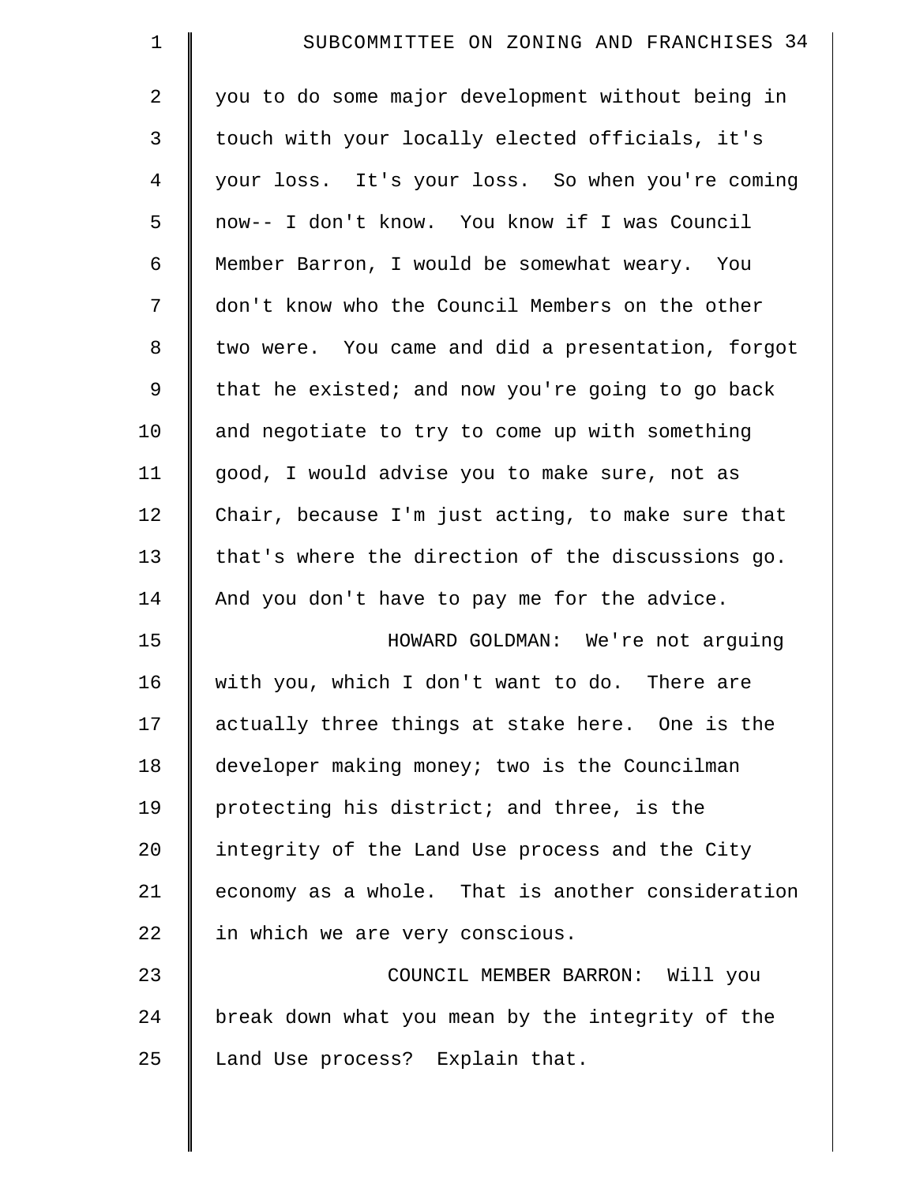you to do some major development without being in touch with your locally elected officials, it's your loss. It's your loss. So when you're coming now-- I don't know. You know if I was Council Member Barron, I would be somewhat weary. You don't know who the Council Members on the other two were. You came and did a presentation, forgot that he existed; and now you're going to go back and negotiate to try to come up with something good, I would advise you to make sure, not as Chair, because I'm just acting, to make sure that that's where the direction of the discussions go. And you don't have to pay me for the advice.

HOWARD GOLDMAN: We're not arguing with you, which I don't want to do. There are actually three things at stake here. One is the developer making money; two is the Councilman protecting his district; and three, is the integrity of the Land Use process and the City economy as a whole. That is another consideration in which we are very conscious.

COUNCIL MEMBER BARRON: Will you break down what you mean by the integrity of the Land Use process? Explain that.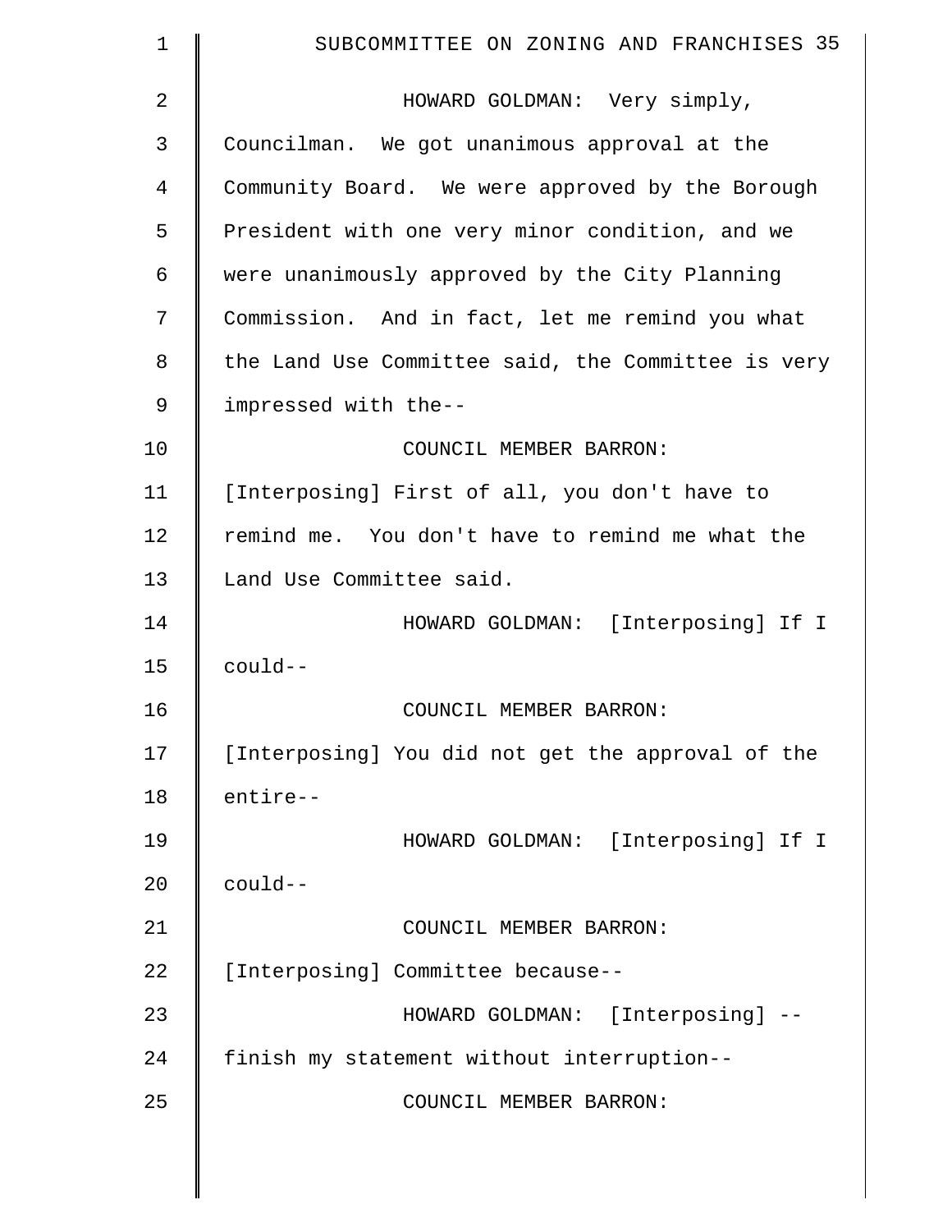HOWARD GOLDMAN: Very simply, Councilman. We got unanimous approval at the Community Board. We were approved by the Borough President with one very minor condition, and we were unanimously approved by the City Planning Commission. And in fact, let me remind you what the Land Use Committee said, the Committee is very impressed with the--

COUNCIL MEMBER BARRON: [Interposing] First of all, you don't have to remind me. You don't have to remind me what the Land Use Committee said.

HOWARD GOLDMAN: [Interposing] If I could--

COUNCIL MEMBER BARRON: [Interposing] You did not get the approval of the entire--

HOWARD GOLDMAN: [Interposing] If I could--

COUNCIL MEMBER BARRON: [Interposing] Committee because--

HOWARD GOLDMAN: [Interposing] --finish my statement without interruption--

COUNCIL MEMBER BARRON: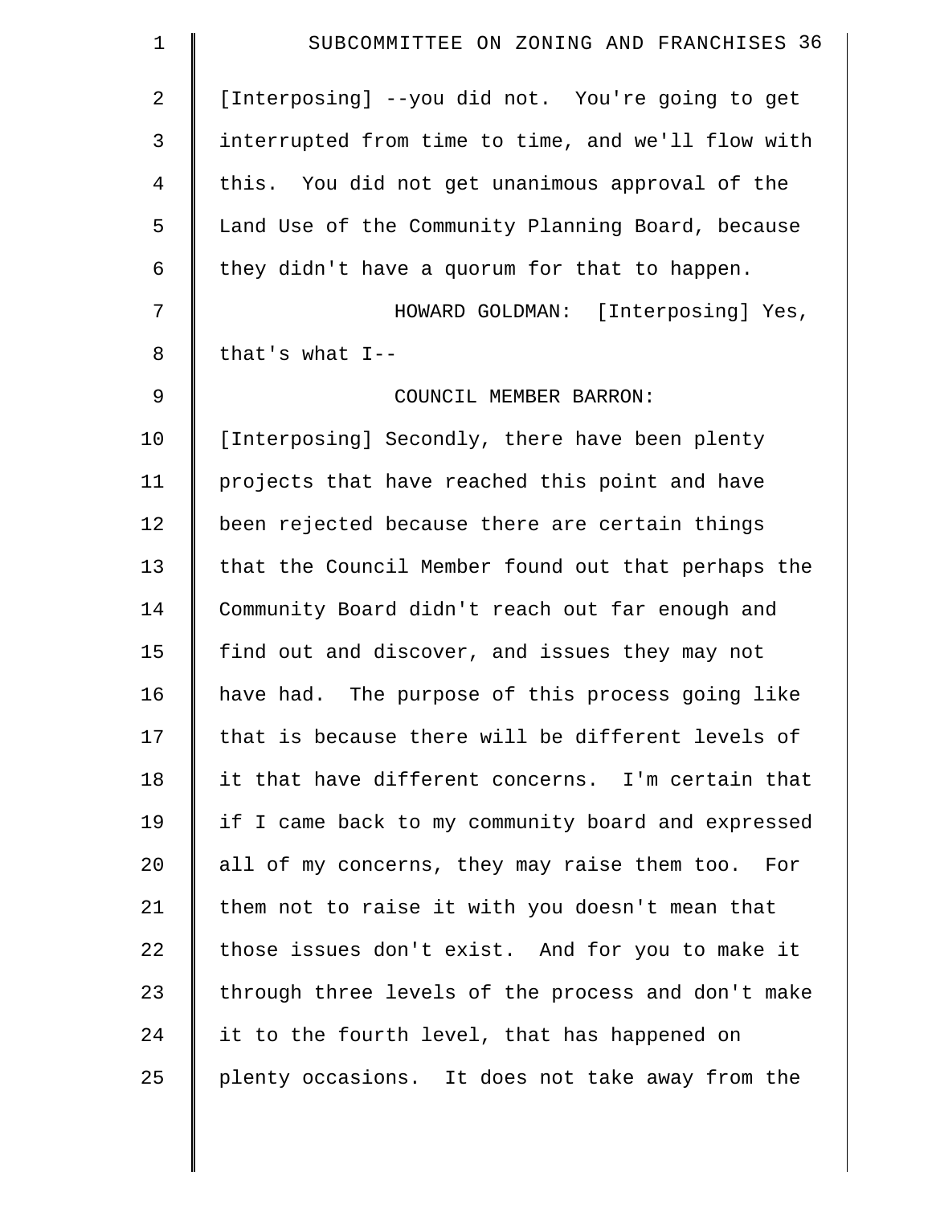[Interposing] --you did not. You're going to get interrupted from time to time, and we'll flow with this. You did not get unanimous approval of the Land Use of the Community Planning Board, because they didn't have a quorum for that to happen.

HOWARD GOLDMAN: [Interposing] Yes, that's what I--

COUNCIL MEMBER BARRON: [Interposing] Secondly, there have been plenty projects that have reached this point and have been rejected because there are certain things that the Council Member found out that perhaps the Community Board didn't reach out far enough and find out and discover, and issues they may not have had. The purpose of this process going like that is because there will be different levels of it that have different concerns. I'm certain that if I came back to my community board and expressed all of my concerns, they may raise them too. For them not to raise it with you doesn't mean that those issues don't exist. And for you to make it through three levels of the process and don't make it to the fourth level, that has happened on plenty occasions. It does not take away from the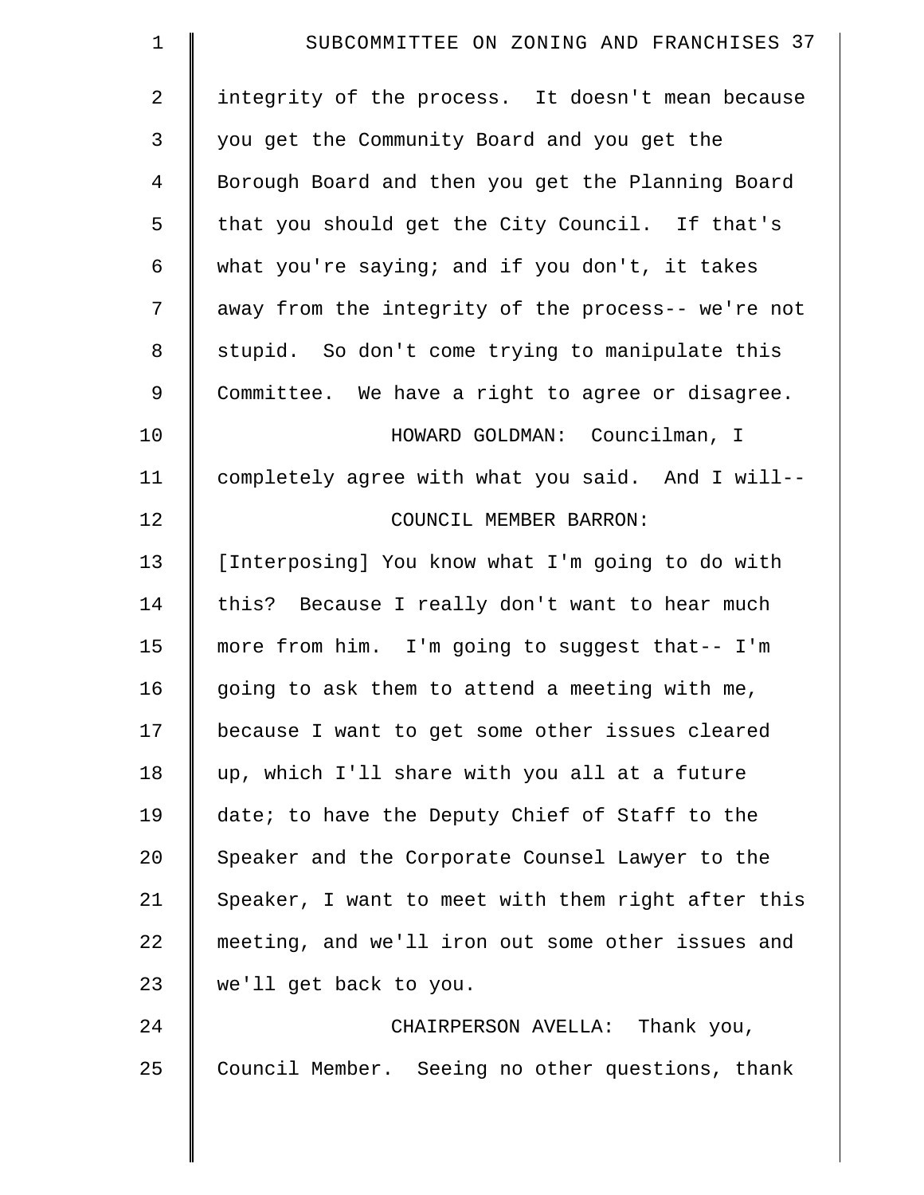integrity of the process. It doesn't mean because you get the Community Board and you get the Borough Board and then you get the Planning Board that you should get the City Council. If that's what you're saying; and if you don't, it takes away from the integrity of the process-- we're not stupid. So don't come trying to manipulate this Committee. We have a right to agree or disagree.

HOWARD GOLDMAN: Councilman, I completely agree with what you said. And I will--

COUNCIL MEMBER BARRON: [Interposing] You know what I'm going to do with this? Because I really don't want to hear much more from him. I'm going to suggest that-- I'm going to ask them to attend a meeting with me, because I want to get some other issues cleared up, which I'll share with you all at a future date; to have the Deputy Chief of Staff to the Speaker and the Corporate Counsel Lawyer to the Speaker, I want to meet with them right after this meeting, and we'll iron out some other issues and we'll get back to you.

CHAIRPERSON AVELLA: Thank you, Council Member. Seeing no other questions, thank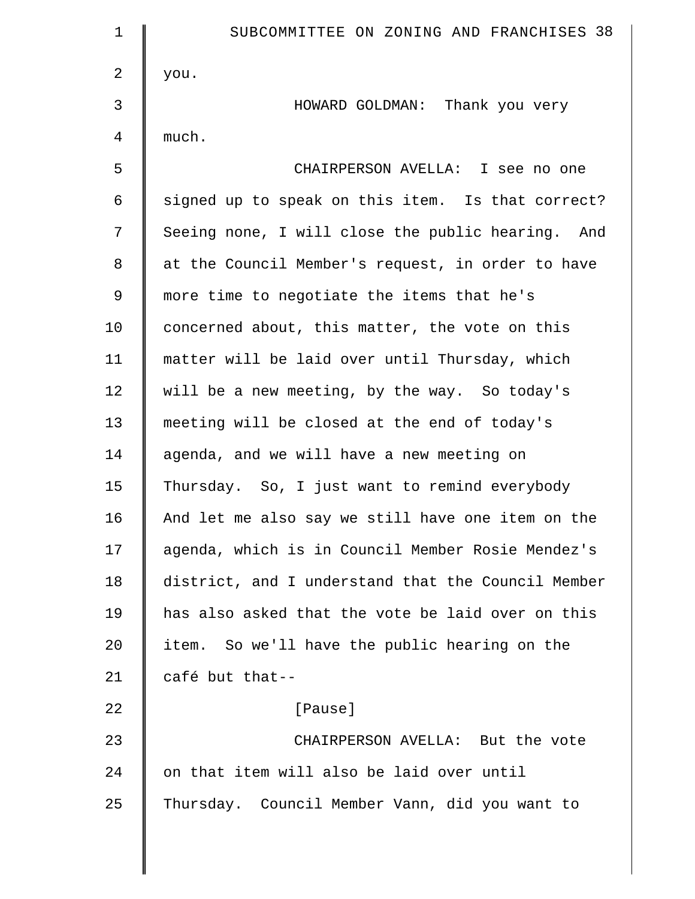you.

HOWARD GOLDMAN: Thank you very much.

CHAIRPERSON AVELLA: I see no one signed up to speak on this item. Is that correct? Seeing none, I will close the public hearing. And at the Council Member's request, in order to have more time to negotiate the items that he's concerned about, this matter, the vote on this matter will be laid over until Thursday, which will be a new meeting, by the way. So today's meeting will be closed at the end of today's agenda, and we will have a new meeting on Thursday. So, I just want to remind everybody And let me also say we still have one item on the agenda, which is in Council Member Rosie Mendez's district, and I understand that the Council Member has also asked that the vote be laid over on this item. So we'll have the public hearing on the café but that--

[Pause]

CHAIRPERSON AVELLA: But the vote on that item will also be laid over until Thursday. Council Member Vann, did you want to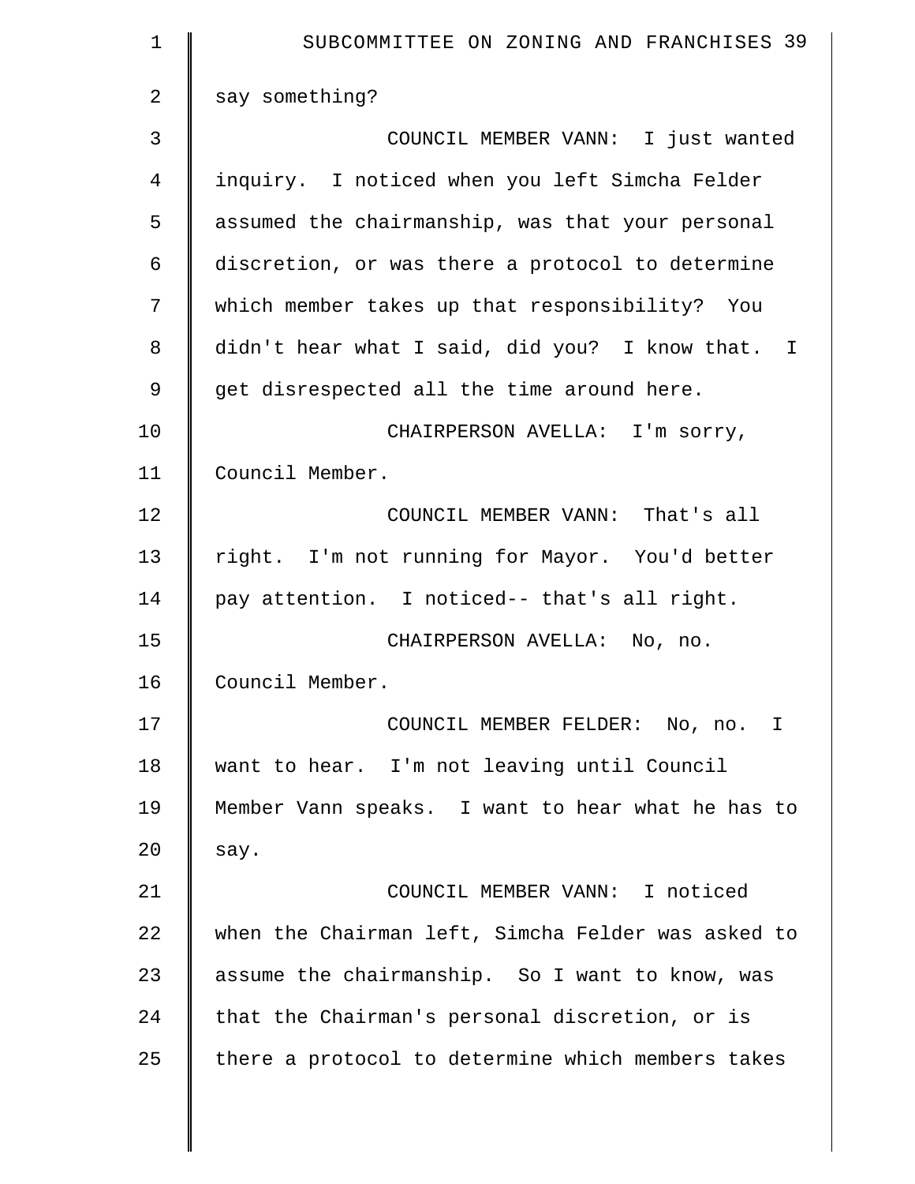say something?

COUNCIL MEMBER VANN: I just wanted inquiry. I noticed when you left Simcha Felder assumed the chairmanship, was that your personal discretion, or was there a protocol to determine which member takes up that responsibility? You didn't hear what I said, did you? I know that. I get disrespected all the time around here.

CHAIRPERSON AVELLA: I'm sorry, Council Member.

COUNCIL MEMBER VANN: That's all right. I'm not running for Mayor. You'd better pay attention. I noticed-- that's all right.

CHAIRPERSON AVELLA: No, no. Council Member.

COUNCIL MEMBER FELDER: No, no. I want to hear. I'm not leaving until Council Member Vann speaks. I want to hear what he has to say.

COUNCIL MEMBER VANN: I noticed when the Chairman left, Simcha Felder was asked to assume the chairmanship. So I want to know, was that the Chairman's personal discretion, or is there a protocol to determine which members takes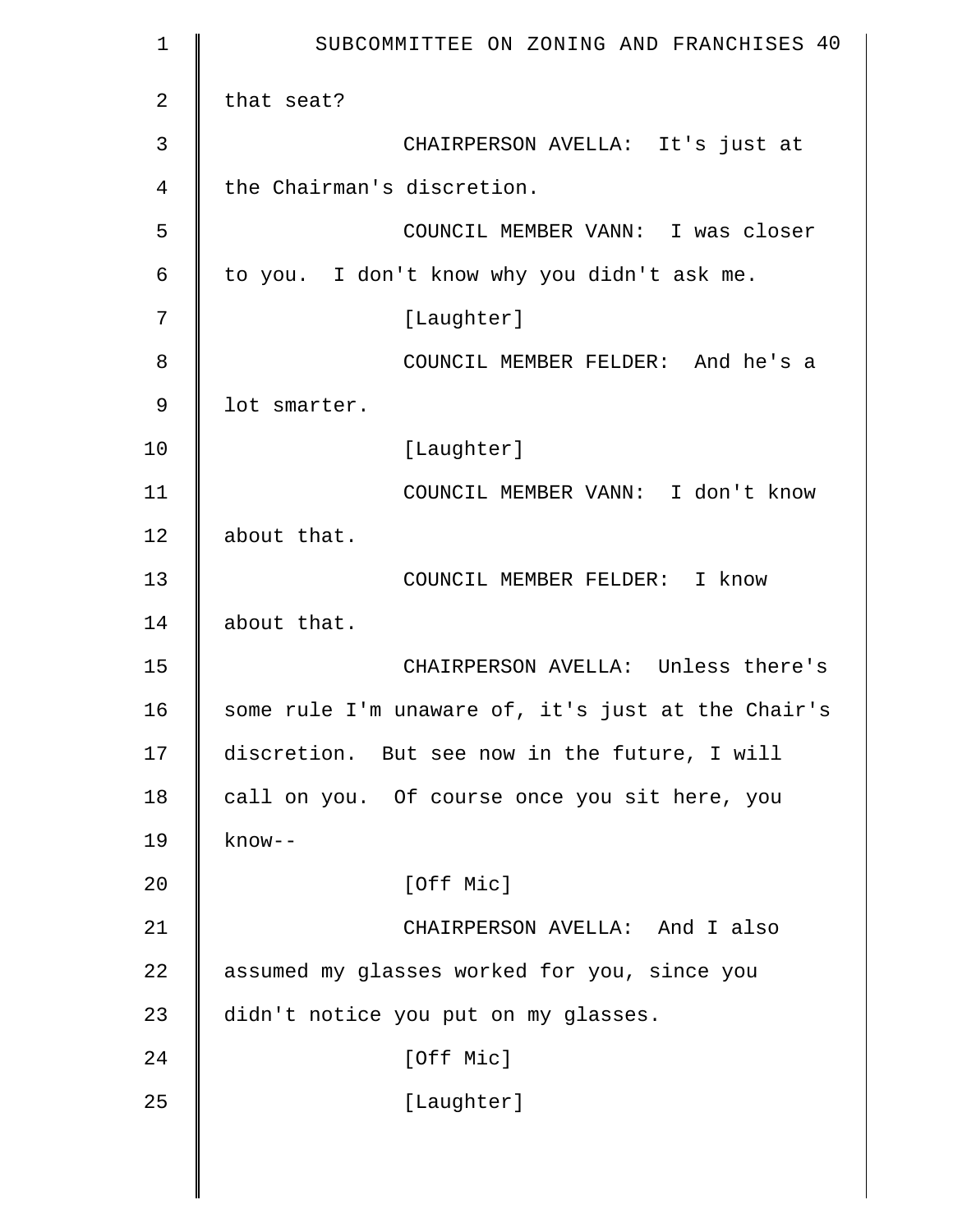that seat?

CHAIRPERSON AVELLA: It's just at the Chairman's discretion.

COUNCIL MEMBER VANN: I was closer to you. I don't know why you didn't ask me.

[Laughter]

COUNCIL MEMBER FELDER: And he's a lot smarter.

[Laughter]

COUNCIL MEMBER VANN: I don't know about that.

COUNCIL MEMBER FELDER: I know about that.

CHAIRPERSON AVELLA: Unless there's some rule I'm unaware of, it's just at the Chair's discretion. But see now in the future, I will call on you. Of course once you sit here, you know--

[Off Mic]

CHAIRPERSON AVELLA: And I also assumed my glasses worked for you, since you didn't notice you put on my glasses.

[Off Mic]

[Laughter]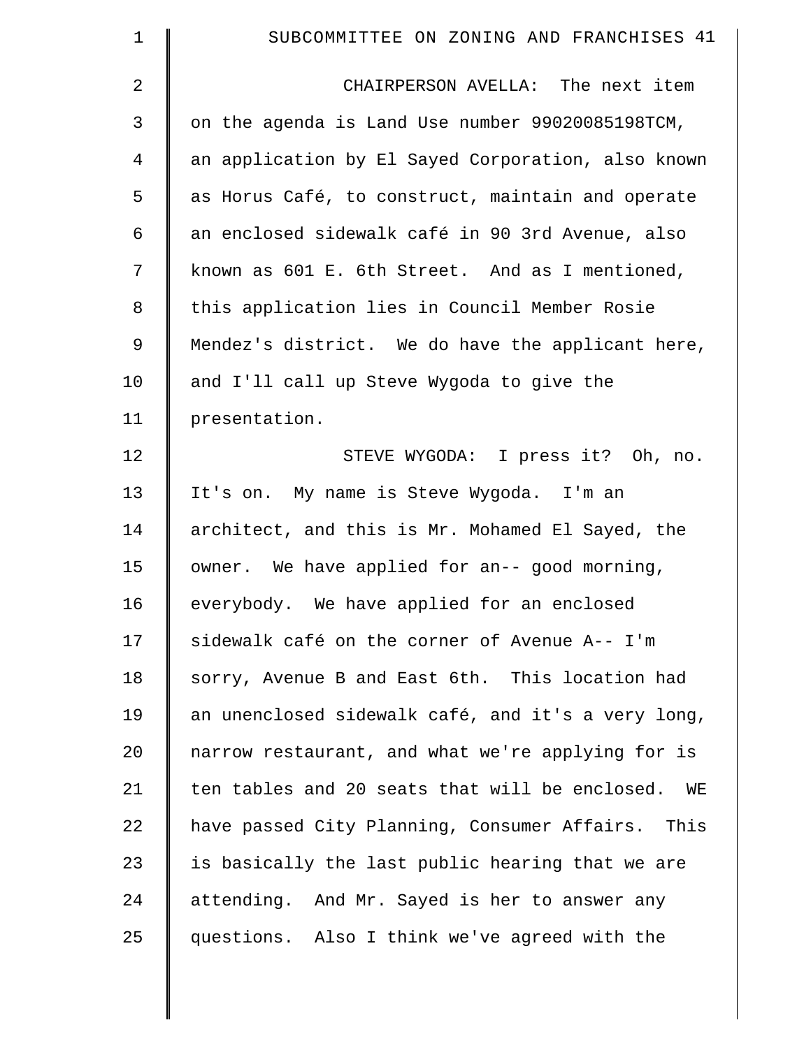CHAIRPERSON AVELLA: The next item on the agenda is Land Use number 99020085198TCM, an application by El Sayed Corporation, also known as Horus Café, to construct, maintain and operate an enclosed sidewalk café in 90 3rd Avenue, also known as 601 E. 6th Street. And as I mentioned, this application lies in Council Member Rosie Mendez's district. We do have the applicant here, and I'll call up Steve Wygoda to give the presentation.

STEVE WYGODA: I press it? Oh, no. It's on. My name is Steve Wygoda. I'm an architect, and this is Mr. Mohamed El Sayed, the owner. We have applied for an-- good morning, everybody. We have applied for an enclosed sidewalk café on the corner of Avenue A-- I'm sorry, Avenue B and East 6th. This location had an unenclosed sidewalk café, and it's a very long, narrow restaurant, and what we're applying for is ten tables and 20 seats that will be enclosed. WE have passed City Planning, Consumer Affairs. This is basically the last public hearing that we are attending. And Mr. Sayed is her to answer any questions. Also I think we've agreed with the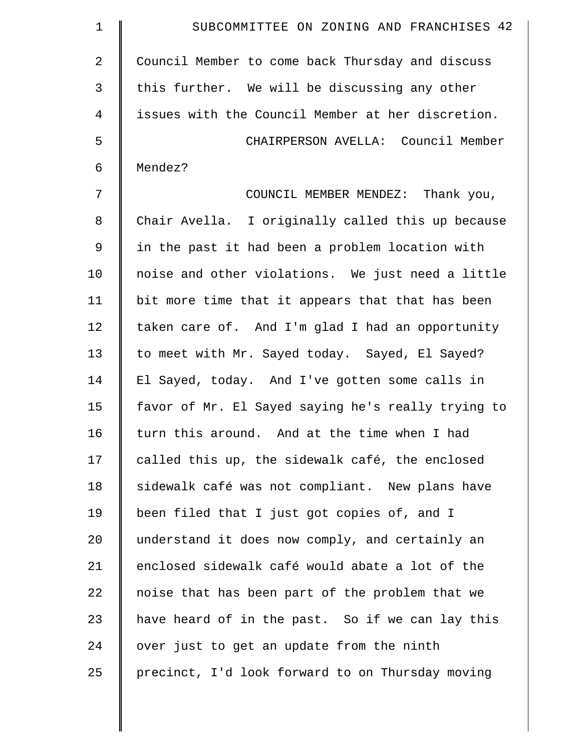Council Member to come back Thursday and discuss this further. We will be discussing any other issues with the Council Member at her discretion.

CHAIRPERSON AVELLA: Council Member Mendez?

COUNCIL MEMBER MENDEZ: Thank you, Chair Avella. I originally called this up because in the past it had been a problem location with noise and other violations. We just need a little bit more time that it appears that that has been taken care of. And I'm glad I had an opportunity to meet with Mr. Sayed today. Sayed, El Sayed? El Sayed, today. And I've gotten some calls in favor of Mr. El Sayed saying he's really trying to turn this around. And at the time when I had called this up, the sidewalk café, the enclosed sidewalk café was not compliant. New plans have been filed that I just got copies of, and I understand it does now comply, and certainly an enclosed sidewalk café would abate a lot of the noise that has been part of the problem that we have heard of in the past. So if we can lay this over just to get an update from the ninth precinct, I'd look forward to on Thursday moving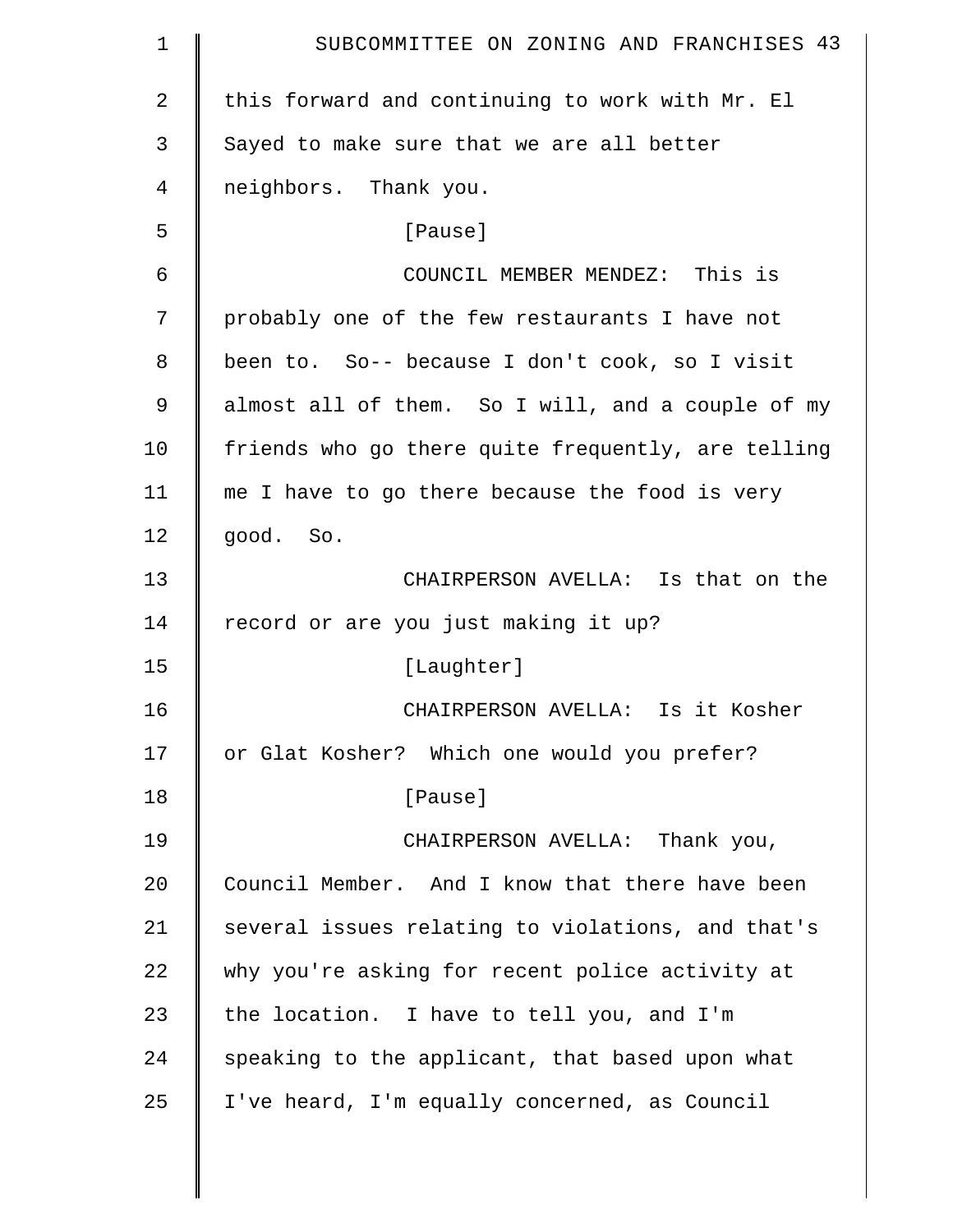this forward and continuing to work with Mr. El Sayed to make sure that we are all better neighbors. Thank you.

[Pause]

COUNCIL MEMBER MENDEZ: This is probably one of the few restaurants I have not been to. So-- because I don't cook, so I visit almost all of them. So I will, and a couple of my friends who go there quite frequently, are telling me I have to go there because the food is very good. So.

CHAIRPERSON AVELLA: Is that on the record or are you just making it up?

[Laughter]

CHAIRPERSON AVELLA: Is it Kosher or Glat Kosher? Which one would you prefer?

[Pause]

CHAIRPERSON AVELLA: Thank you, Council Member. And I know that there have been several issues relating to violations, and that's why you're asking for recent police activity at the location. I have to tell you, and I'm speaking to the applicant, that based upon what I've heard, I'm equally concerned, as Council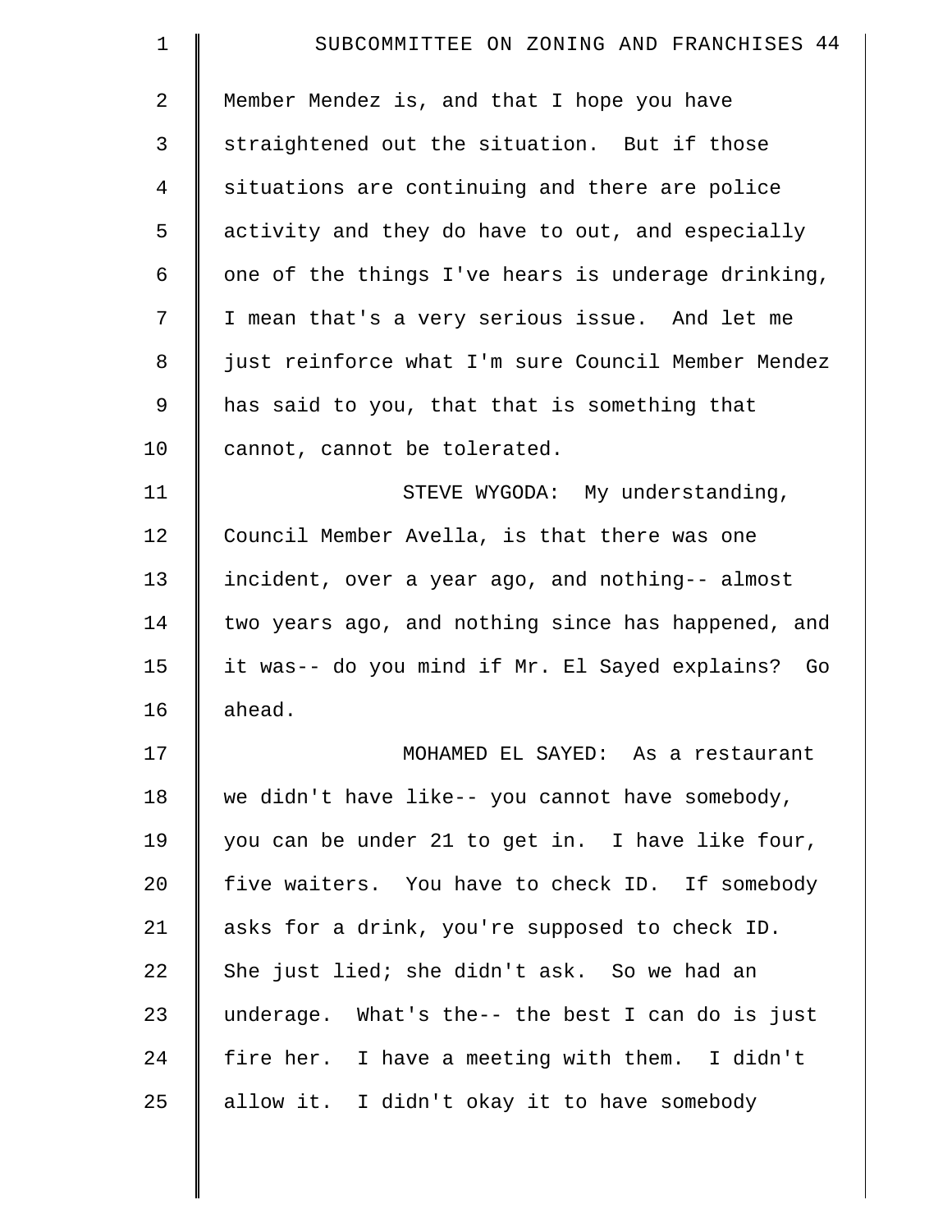Member Mendez is, and that I hope you have straightened out the situation. But if those situations are continuing and there are police activity and they do have to out, and especially one of the things I've hears is underage drinking, I mean that's a very serious issue. And let me just reinforce what I'm sure Council Member Mendez has said to you, that that is something that cannot, cannot be tolerated.

STEVE WYGODA: My understanding, Council Member Avella, is that there was one incident, over a year ago, and nothing-- almost two years ago, and nothing since has happened, and it was-- do you mind if Mr. El Sayed explains? Go ahead.

MOHAMED EL SAYED: As a restaurant we didn't have like-- you cannot have somebody, you can be under 21 to get in. I have like four, five waiters. You have to check ID. If somebody asks for a drink, you're supposed to check ID. She just lied; she didn't ask. So we had an underage. What's the-- the best I can do is just fire her. I have a meeting with them. I didn't allow it. I didn't okay it to have somebody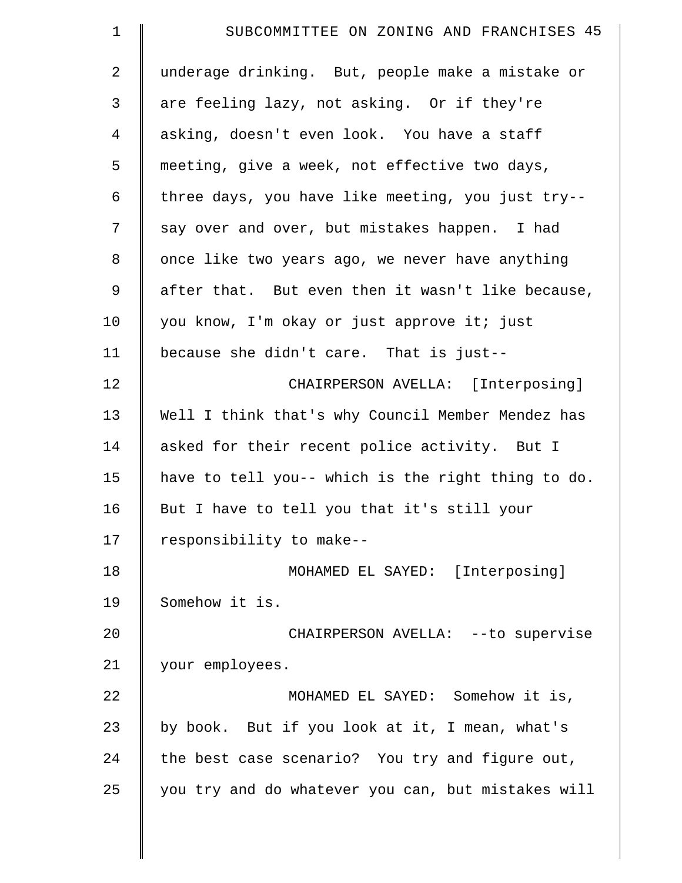underage drinking. But, people make a mistake or are feeling lazy, not asking. Or if they're asking, doesn't even look. You have a staff meeting, give a week, not effective two days, three days, you have like meeting, you just try-- say over and over, but mistakes happen. I had once like two years ago, we never have anything after that. But even then it wasn't like because, you know, I'm okay or just approve it; just because she didn't care. That is just--

CHAIRPERSON AVELLA: [Interposing] Well I think that's why Council Member Mendez has asked for their recent police activity. But I have to tell you-- which is the right thing to do. But I have to tell you that it's still your responsibility to make--

MOHAMED EL SAYED: [Interposing] Somehow it is.

CHAIRPERSON AVELLA: --to supervise your employees.

MOHAMED EL SAYED: Somehow it is, by book. But if you look at it, I mean, what's the best case scenario? You try and figure out, you try and do whatever you can, but mistakes will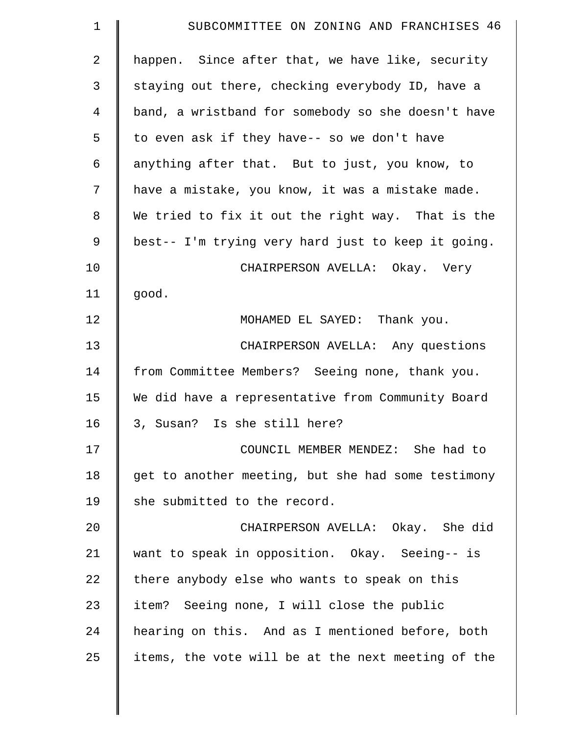happen. Since after that, we have like, security staying out there, checking everybody ID, have a band, a wristband for somebody so she doesn't have to even ask if they have-- so we don't have anything after that. But to just, you know, to have a mistake, you know, it was a mistake made. We tried to fix it out the right way. That is the best-- I'm trying very hard just to keep it going.

CHAIRPERSON AVELLA: Okay. Very good.

MOHAMED EL SAYED: Thank you.

CHAIRPERSON AVELLA: Any questions from Committee Members? Seeing none, thank you. We did have a representative from Community Board 3, Susan? Is she still here?

COUNCIL MEMBER MENDEZ: She had to get to another meeting, but she had some testimony she submitted to the record.

CHAIRPERSON AVELLA: Okay. She did want to speak in opposition. Okay. Seeing-- is there anybody else who wants to speak on this item? Seeing none, I will close the public hearing on this. And as I mentioned before, both items, the vote will be at the next meeting of the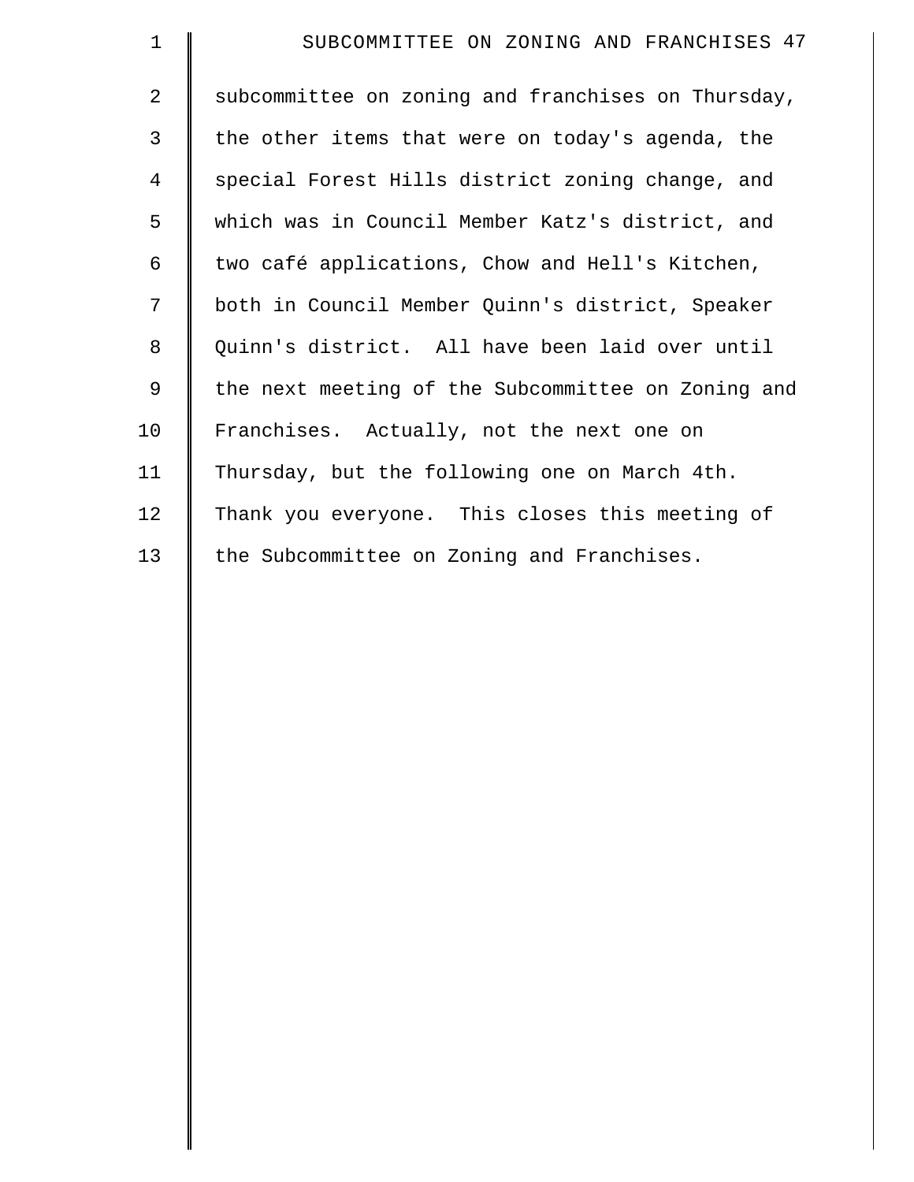subcommittee on zoning and franchises on Thursday, the other items that were on today's agenda, the special Forest Hills district zoning change, and which was in Council Member Katz's district, and two café applications, Chow and Hell's Kitchen, both in Council Member Quinn's district, Speaker Quinn's district. All have been laid over until the next meeting of the Subcommittee on Zoning and Franchises. Actually, not the next one on Thursday, but the following one on March 4th. Thank you everyone. This closes this meeting of the Subcommittee on Zoning and Franchises.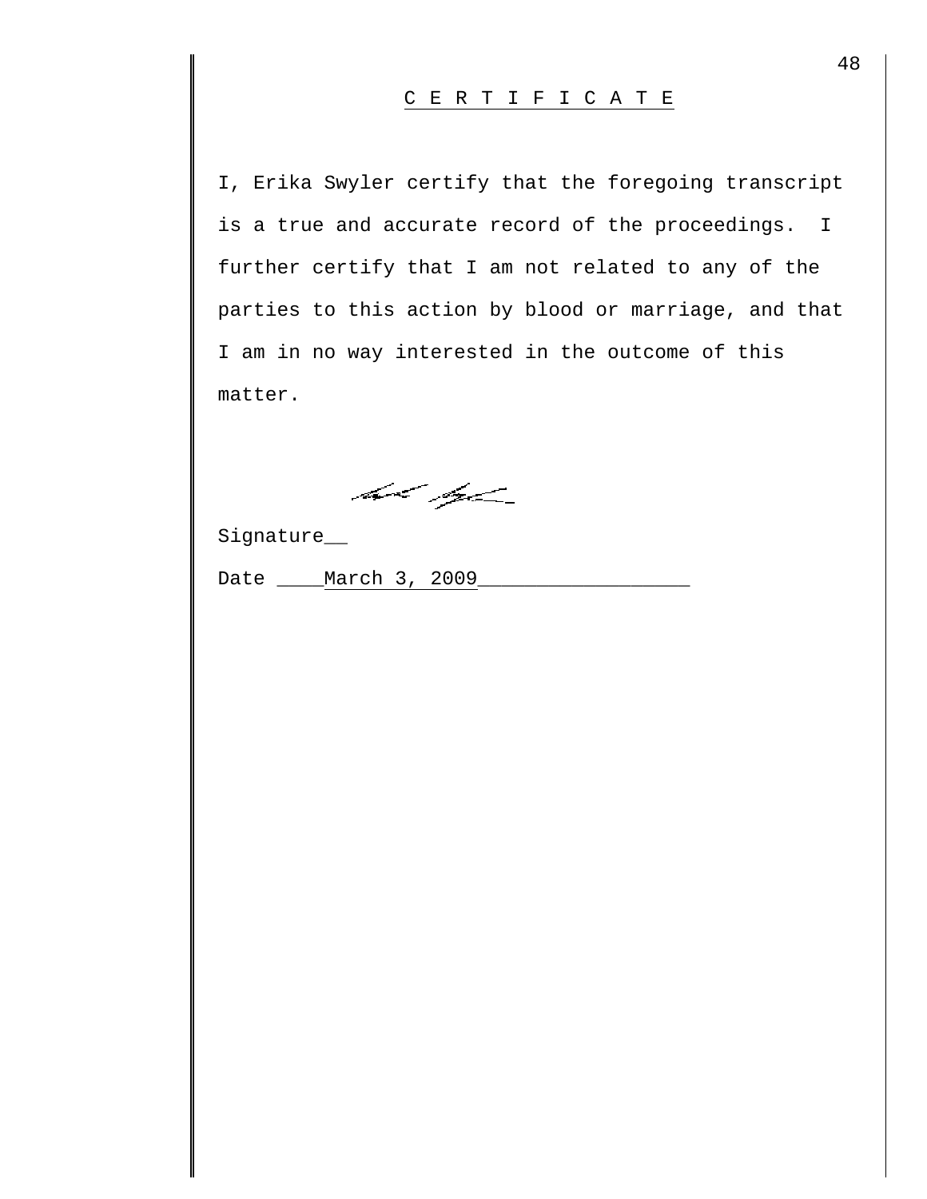# C E R T I F I C A T E

I, Erika Swyler certify that the foregoing transcript is a true and accurate record of the proceedings. I further certify that I am not related to any of the parties to this action by blood or marriage, and that I am in no way interested in the outcome of this matter.

Signature__

Date ____March 3, 2009__________________